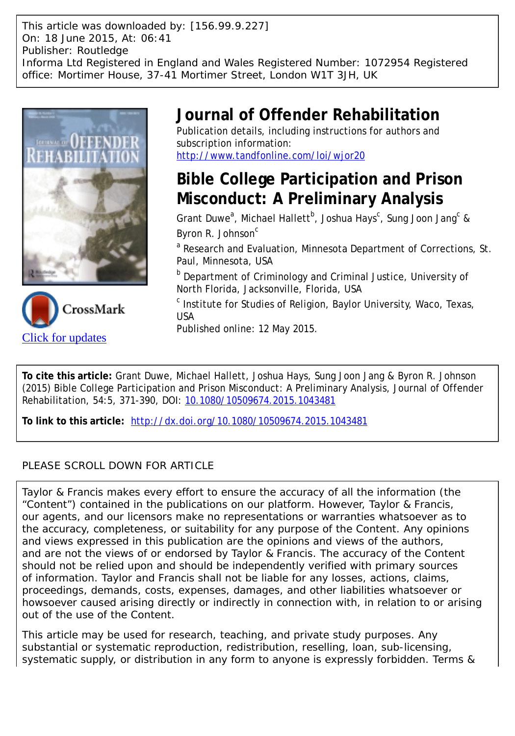This article was downloaded by: [156.99.9.227]
On: 18 June 2015, At: 06:41
Publisher: Routledge
Informa Ltd Registered in England and Wales Registered Number: 1072954 Registered office: Mortimer House, 37-41 Mortimer Street, London W1T 3JH, UK

# Journal of Offender Rehabilitation

Publication details, including instructions for authors and subscription information:
http://www.tandfonline.com/loi/wjor20

## Bible College Participation and Prison Misconduct: A Preliminary Analysis

Grant Duwe[a], Michael Hallett[b], Joshua Hays[c], Sung Joon Jang[c] & Byron R. Johnson[c]

[a] Research and Evaluation, Minnesota Department of Corrections, St. Paul, Minnesota, USA

[b] Department of Criminology and Criminal Justice, University of North Florida, Jacksonville, Florida, USA

[c] Institute for Studies of Religion, Baylor University, Waco, Texas, USA

Published online: 12 May 2015.

Click for updates

**To cite this article:** Grant Duwe, Michael Hallett, Joshua Hays, Sung Joon Jang & Byron R. Johnson (2015) Bible College Participation and Prison Misconduct: A Preliminary Analysis, Journal of Offender Rehabilitation, 54:5, 371-390, DOI: 10.1080/10509674.2015.1043481

**To link to this article:** http://dx.doi.org/10.1080/10509674.2015.1043481

PLEASE SCROLL DOWN FOR ARTICLE

Taylor & Francis makes every effort to ensure the accuracy of all the information (the "Content") contained in the publications on our platform. However, Taylor & Francis, our agents, and our licensors make no representations or warranties whatsoever as to the accuracy, completeness, or suitability for any purpose of the Content. Any opinions and views expressed in this publication are the opinions and views of the authors, and are not the views of or endorsed by Taylor & Francis. The accuracy of the Content should not be relied upon and should be independently verified with primary sources of information. Taylor and Francis shall not be liable for any losses, actions, claims, proceedings, demands, costs, expenses, damages, and other liabilities whatsoever or howsoever caused arising directly or indirectly in connection with, in relation to or arising out of the use of the Content.

This article may be used for research, teaching, and private study purposes. Any substantial or systematic reproduction, redistribution, reselling, loan, sub-licensing, systematic supply, or distribution in any form to anyone is expressly forbidden. Terms &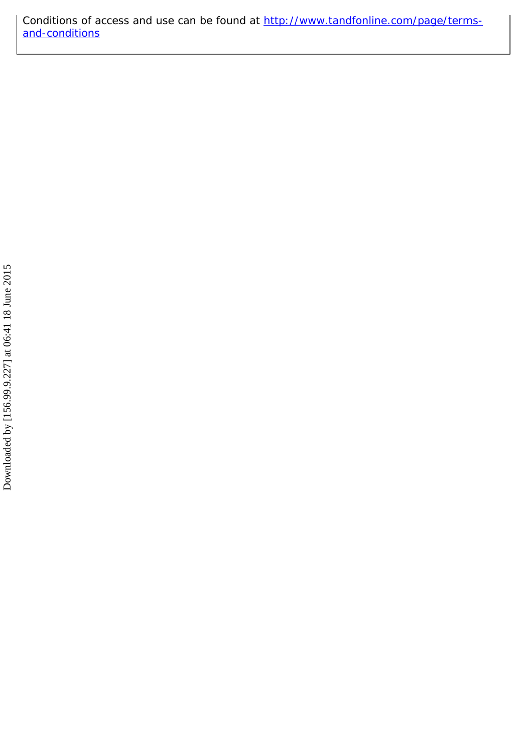Conditions of access and use can be found at [http://www.tandfonline.com/page/terms-and-conditions](http://www.tandfonline.com/page/terms-and-conditions)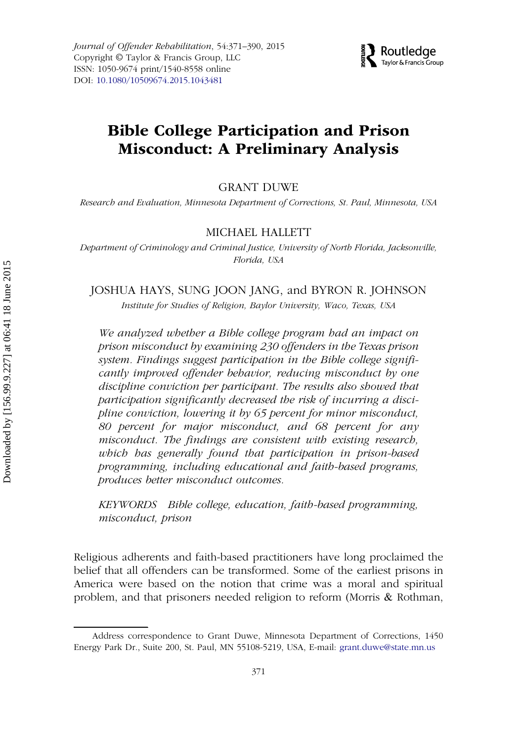# Bible College Participation and Prison Misconduct: A Preliminary Analysis

GRANT DUWE

*Research and Evaluation, Minnesota Department of Corrections, St. Paul, Minnesota, USA*

MICHAEL HALLETT

*Department of Criminology and Criminal Justice, University of North Florida, Jacksonville, Florida, USA*

JOSHUA HAYS, SUNG JOON JANG, and BYRON R. JOHNSON

*Institute for Studies of Religion, Baylor University, Waco, Texas, USA*

*We analyzed whether a Bible college program had an impact on prison misconduct by examining 230 offenders in the Texas prison system. Findings suggest participation in the Bible college significantly improved offender behavior, reducing misconduct by one discipline conviction per participant. The results also showed that participation significantly decreased the risk of incurring a discipline conviction, lowering it by 65 percent for minor misconduct, 80 percent for major misconduct, and 68 percent for any misconduct. The findings are consistent with existing research, which has generally found that participation in prison-based programming, including educational and faith-based programs, produces better misconduct outcomes.*

*KEYWORDS* Bible college, education, faith-based programming, misconduct, prison

Religious adherents and faith-based practitioners have long proclaimed the belief that all offenders can be transformed. Some of the earliest prisons in America were based on the notion that crime was a moral and spiritual problem, and that prisoners needed religion to reform (Morris & Rothman,

Address correspondence to Grant Duwe, Minnesota Department of Corrections, 1450 Energy Park Dr., Suite 200, St. Paul, MN 55108-5219, USA, E-mail: grant.duwe@state.mn.us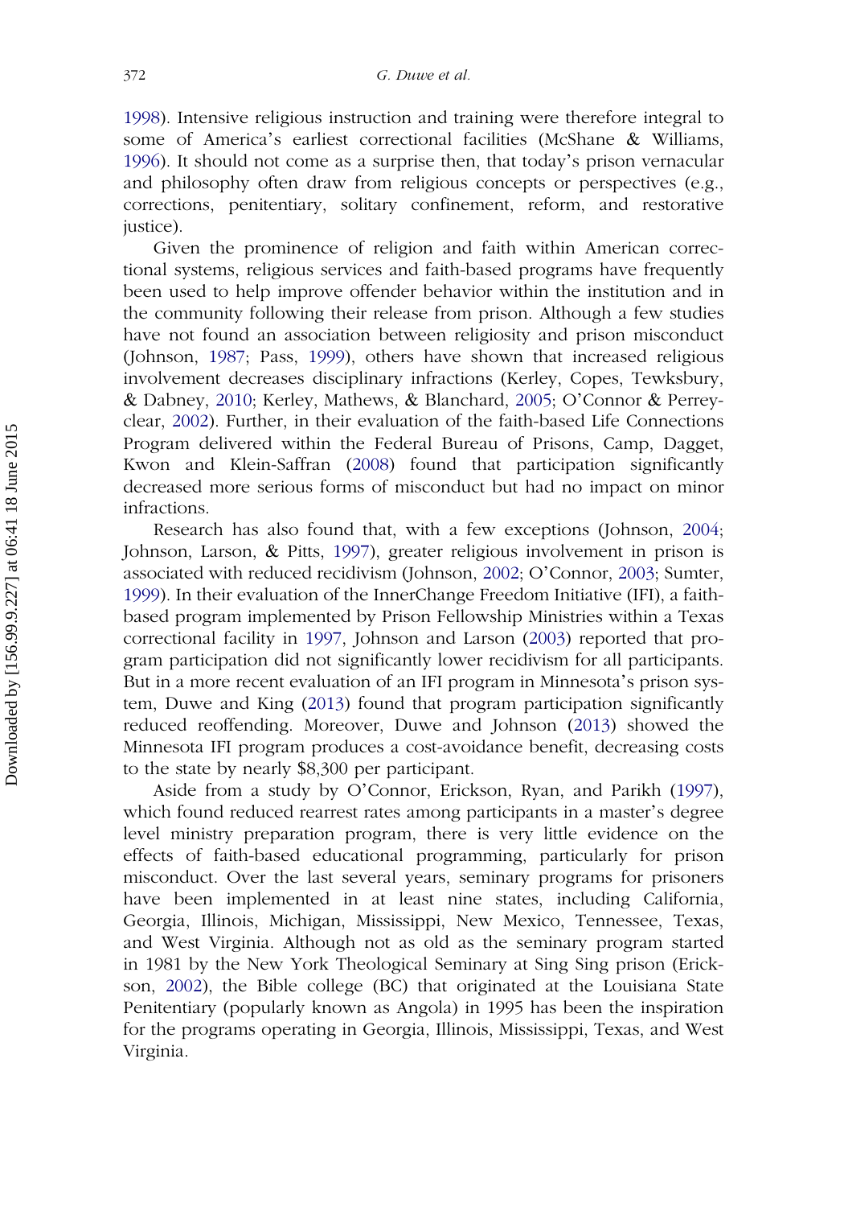1998). Intensive religious instruction and training were therefore integral to some of America's earliest correctional facilities (McShane & Williams, 1996). It should not come as a surprise then, that today's prison vernacular and philosophy often draw from religious concepts or perspectives (e.g., corrections, penitentiary, solitary confinement, reform, and restorative justice).

Given the prominence of religion and faith within American correctional systems, religious services and faith-based programs have frequently been used to help improve offender behavior within the institution and in the community following their release from prison. Although a few studies have not found an association between religiosity and prison misconduct (Johnson, 1987; Pass, 1999), others have shown that increased religious involvement decreases disciplinary infractions (Kerley, Copes, Tewksbury, & Dabney, 2010; Kerley, Mathews, & Blanchard, 2005; O'Connor & Perreyclear, 2002). Further, in their evaluation of the faith-based Life Connections Program delivered within the Federal Bureau of Prisons, Camp, Dagget, Kwon and Klein-Saffran (2008) found that participation significantly decreased more serious forms of misconduct but had no impact on minor infractions.

Research has also found that, with a few exceptions (Johnson, 2004; Johnson, Larson, & Pitts, 1997), greater religious involvement in prison is associated with reduced recidivism (Johnson, 2002; O'Connor, 2003; Sumter, 1999). In their evaluation of the InnerChange Freedom Initiative (IFI), a faith-based program implemented by Prison Fellowship Ministries within a Texas correctional facility in 1997, Johnson and Larson (2003) reported that program participation did not significantly lower recidivism for all participants. But in a more recent evaluation of an IFI program in Minnesota's prison system, Duwe and King (2013) found that program participation significantly reduced reoffending. Moreover, Duwe and Johnson (2013) showed the Minnesota IFI program produces a cost-avoidance benefit, decreasing costs to the state by nearly $8,300 per participant.

Aside from a study by O'Connor, Erickson, Ryan, and Parikh (1997), which found reduced rearrest rates among participants in a master's degree level ministry preparation program, there is very little evidence on the effects of faith-based educational programming, particularly for prison misconduct. Over the last several years, seminary programs for prisoners have been implemented in at least nine states, including California, Georgia, Illinois, Michigan, Mississippi, New Mexico, Tennessee, Texas, and West Virginia. Although not as old as the seminary program started in 1981 by the New York Theological Seminary at Sing Sing prison (Erickson, 2002), the Bible college (BC) that originated at the Louisiana State Penitentiary (popularly known as Angola) in 1995 has been the inspiration for the programs operating in Georgia, Illinois, Mississippi, Texas, and West Virginia.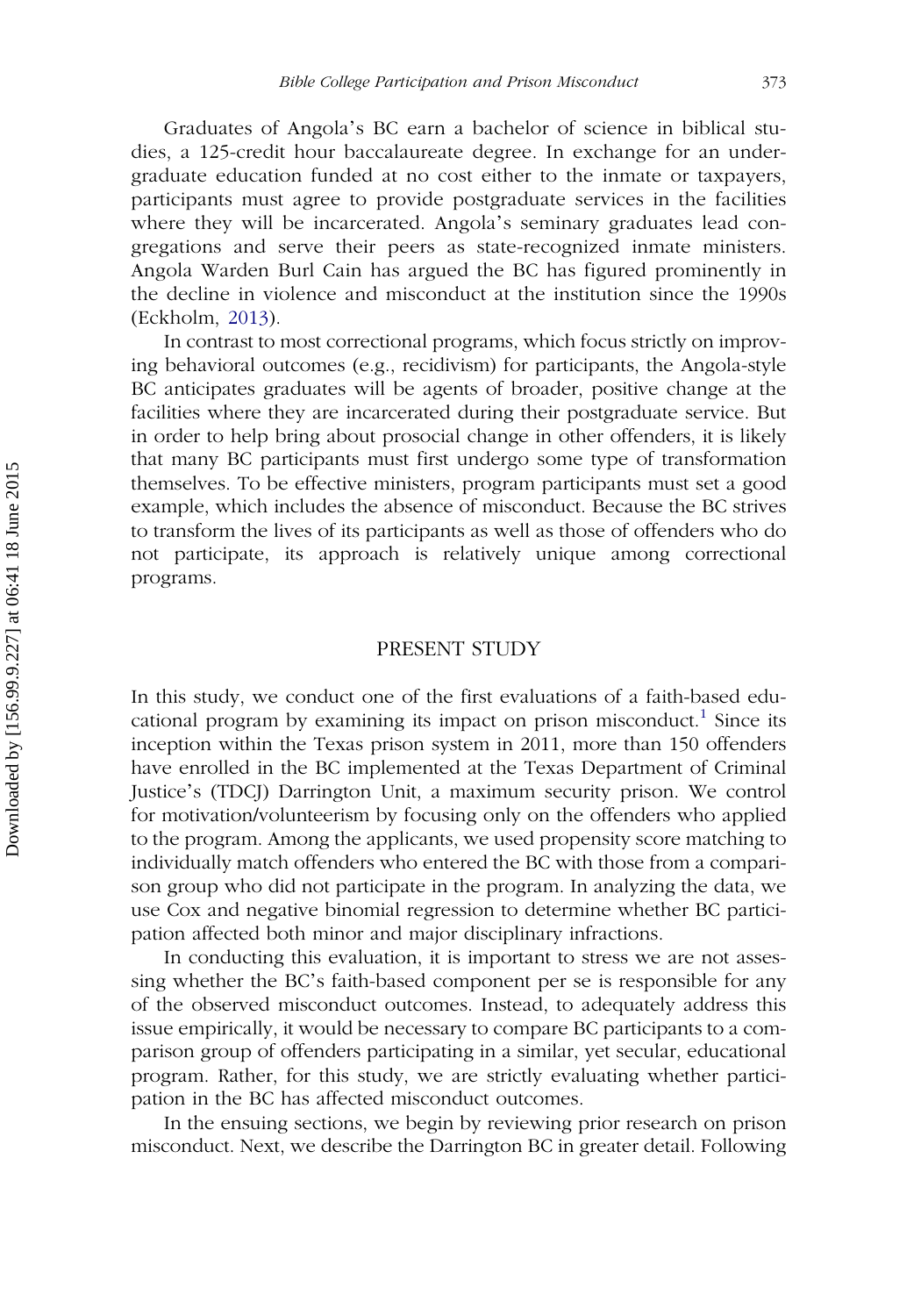Graduates of Angola's BC earn a bachelor of science in biblical studies, a 125-credit hour baccalaureate degree. In exchange for an undergraduate education funded at no cost either to the inmate or taxpayers, participants must agree to provide postgraduate services in the facilities where they will be incarcerated. Angola's seminary graduates lead congregations and serve their peers as state-recognized inmate ministers. Angola Warden Burl Cain has argued the BC has figured prominently in the decline in violence and misconduct at the institution since the 1990s (Eckholm, 2013).

In contrast to most correctional programs, which focus strictly on improving behavioral outcomes (e.g., recidivism) for participants, the Angola-style BC anticipates graduates will be agents of broader, positive change at the facilities where they are incarcerated during their postgraduate service. But in order to help bring about prosocial change in other offenders, it is likely that many BC participants must first undergo some type of transformation themselves. To be effective ministers, program participants must set a good example, which includes the absence of misconduct. Because the BC strives to transform the lives of its participants as well as those of offenders who do not participate, its approach is relatively unique among correctional programs.

## PRESENT STUDY

In this study, we conduct one of the first evaluations of a faith-based educational program by examining its impact on prison misconduct.[1] Since its inception within the Texas prison system in 2011, more than 150 offenders have enrolled in the BC implemented at the Texas Department of Criminal Justice's (TDCJ) Darrington Unit, a maximum security prison. We control for motivation/volunteerism by focusing only on the offenders who applied to the program. Among the applicants, we used propensity score matching to individually match offenders who entered the BC with those from a comparison group who did not participate in the program. In analyzing the data, we use Cox and negative binomial regression to determine whether BC participation affected both minor and major disciplinary infractions.

In conducting this evaluation, it is important to stress we are not assessing whether the BC's faith-based component per se is responsible for any of the observed misconduct outcomes. Instead, to adequately address this issue empirically, it would be necessary to compare BC participants to a comparison group of offenders participating in a similar, yet secular, educational program. Rather, for this study, we are strictly evaluating whether participation in the BC has affected misconduct outcomes.

In the ensuing sections, we begin by reviewing prior research on prison misconduct. Next, we describe the Darrington BC in greater detail. Following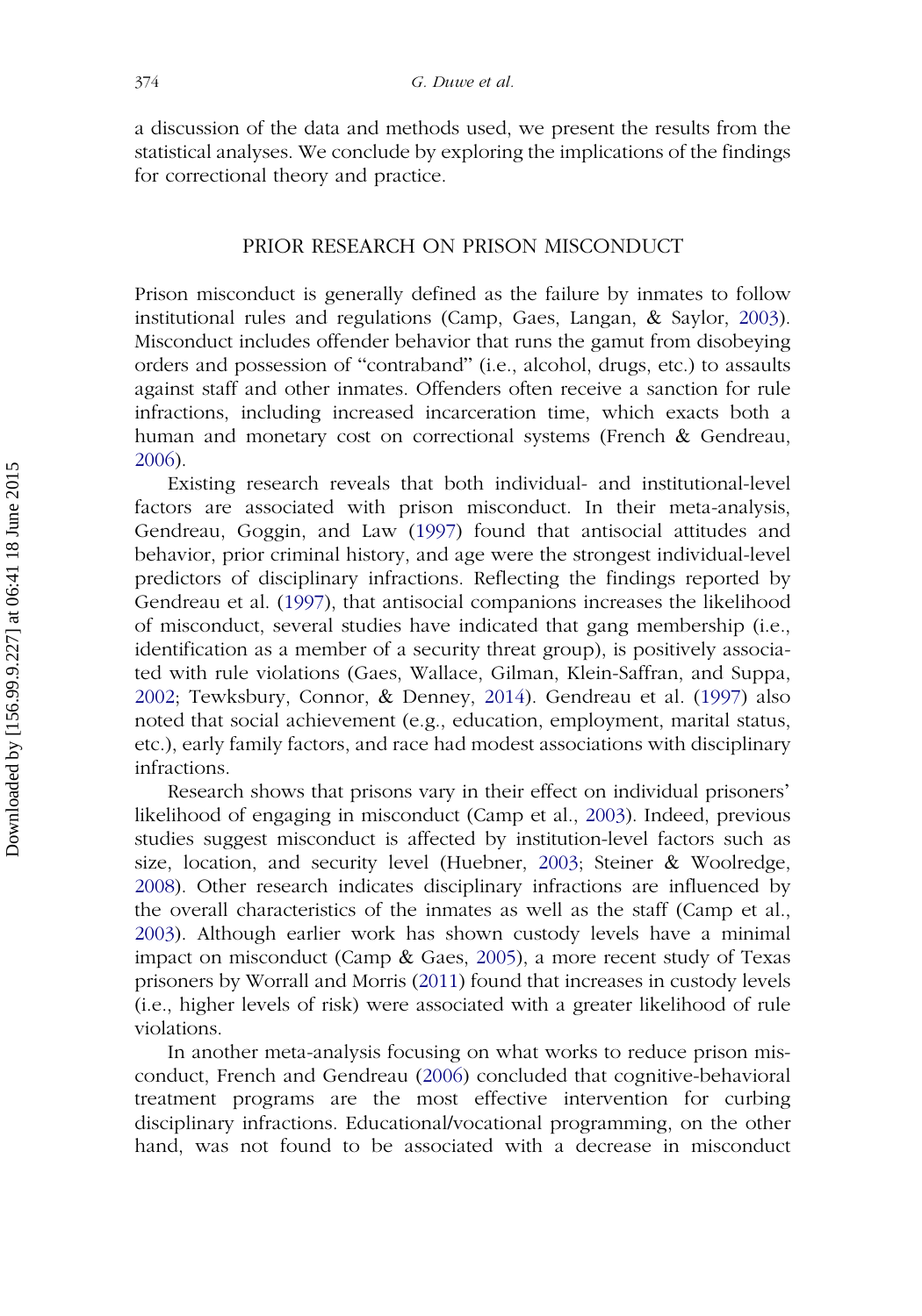a discussion of the data and methods used, we present the results from the statistical analyses. We conclude by exploring the implications of the findings for correctional theory and practice.

## PRIOR RESEARCH ON PRISON MISCONDUCT

Prison misconduct is generally defined as the failure by inmates to follow institutional rules and regulations (Camp, Gaes, Langan, & Saylor, 2003). Misconduct includes offender behavior that runs the gamut from disobeying orders and possession of "contraband" (i.e., alcohol, drugs, etc.) to assaults against staff and other inmates. Offenders often receive a sanction for rule infractions, including increased incarceration time, which exacts both a human and monetary cost on correctional systems (French & Gendreau, 2006).

Existing research reveals that both individual- and institutional-level factors are associated with prison misconduct. In their meta-analysis, Gendreau, Goggin, and Law (1997) found that antisocial attitudes and behavior, prior criminal history, and age were the strongest individual-level predictors of disciplinary infractions. Reflecting the findings reported by Gendreau et al. (1997), that antisocial companions increases the likelihood of misconduct, several studies have indicated that gang membership (i.e., identification as a member of a security threat group), is positively associated with rule violations (Gaes, Wallace, Gilman, Klein-Saffran, and Suppa, 2002; Tewksbury, Connor, & Denney, 2014). Gendreau et al. (1997) also noted that social achievement (e.g., education, employment, marital status, etc.), early family factors, and race had modest associations with disciplinary infractions.

Research shows that prisons vary in their effect on individual prisoners' likelihood of engaging in misconduct (Camp et al., 2003). Indeed, previous studies suggest misconduct is affected by institution-level factors such as size, location, and security level (Huebner, 2003; Steiner & Woolredge, 2008). Other research indicates disciplinary infractions are influenced by the overall characteristics of the inmates as well as the staff (Camp et al., 2003). Although earlier work has shown custody levels have a minimal impact on misconduct (Camp & Gaes, 2005), a more recent study of Texas prisoners by Worrall and Morris (2011) found that increases in custody levels (i.e., higher levels of risk) were associated with a greater likelihood of rule violations.

In another meta-analysis focusing on what works to reduce prison misconduct, French and Gendreau (2006) concluded that cognitive-behavioral treatment programs are the most effective intervention for curbing disciplinary infractions. Educational/vocational programming, on the other hand, was not found to be associated with a decrease in misconduct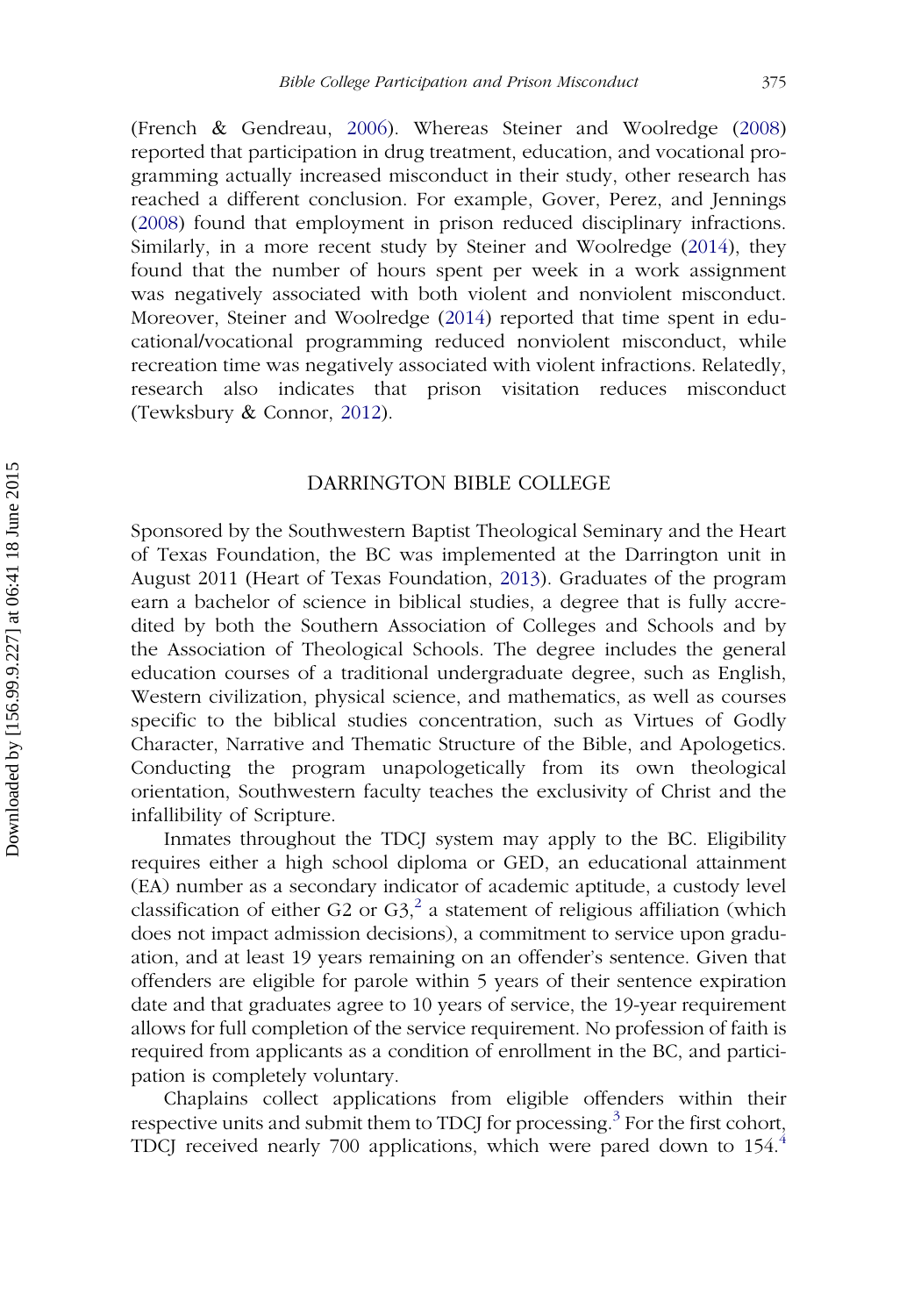(French & Gendreau, 2006). Whereas Steiner and Woolredge (2008) reported that participation in drug treatment, education, and vocational programming actually increased misconduct in their study, other research has reached a different conclusion. For example, Gover, Perez, and Jennings (2008) found that employment in prison reduced disciplinary infractions. Similarly, in a more recent study by Steiner and Woolredge (2014), they found that the number of hours spent per week in a work assignment was negatively associated with both violent and nonviolent misconduct. Moreover, Steiner and Woolredge (2014) reported that time spent in educational/vocational programming reduced nonviolent misconduct, while recreation time was negatively associated with violent infractions. Relatedly, research also indicates that prison visitation reduces misconduct (Tewksbury & Connor, 2012).

## DARRINGTON BIBLE COLLEGE

Sponsored by the Southwestern Baptist Theological Seminary and the Heart of Texas Foundation, the BC was implemented at the Darrington unit in August 2011 (Heart of Texas Foundation, 2013). Graduates of the program earn a bachelor of science in biblical studies, a degree that is fully accredited by both the Southern Association of Colleges and Schools and by the Association of Theological Schools. The degree includes the general education courses of a traditional undergraduate degree, such as English, Western civilization, physical science, and mathematics, as well as courses specific to the biblical studies concentration, such as Virtues of Godly Character, Narrative and Thematic Structure of the Bible, and Apologetics. Conducting the program unapologetically from its own theological orientation, Southwestern faculty teaches the exclusivity of Christ and the infallibility of Scripture.

Inmates throughout the TDCJ system may apply to the BC. Eligibility requires either a high school diploma or GED, an educational attainment (EA) number as a secondary indicator of academic aptitude, a custody level classification of either G2 or G3,[2] a statement of religious affiliation (which does not impact admission decisions), a commitment to service upon graduation, and at least 19 years remaining on an offender's sentence. Given that offenders are eligible for parole within 5 years of their sentence expiration date and that graduates agree to 10 years of service, the 19-year requirement allows for full completion of the service requirement. No profession of faith is required from applicants as a condition of enrollment in the BC, and participation is completely voluntary.

Chaplains collect applications from eligible offenders within their respective units and submit them to TDCJ for processing.[3] For the first cohort, TDCJ received nearly 700 applications, which were pared down to 154.[4]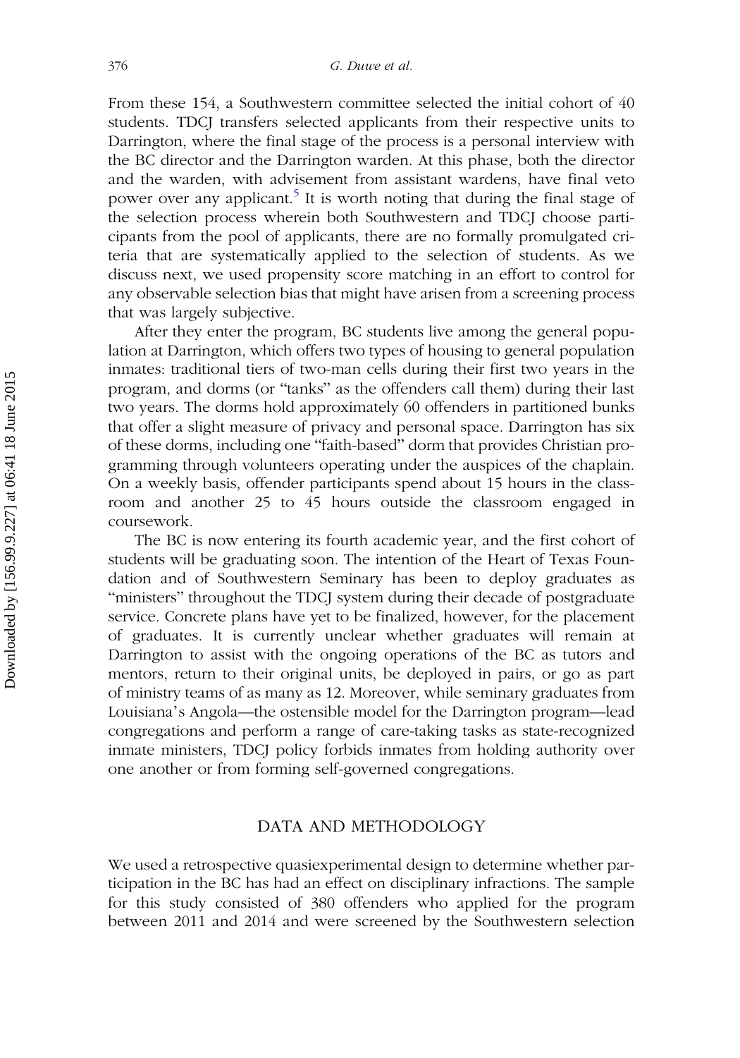From these 154, a Southwestern committee selected the initial cohort of 40 students. TDCJ transfers selected applicants from their respective units to Darrington, where the final stage of the process is a personal interview with the BC director and the Darrington warden. At this phase, both the director and the warden, with advisement from assistant wardens, have final veto power over any applicant.[5] It is worth noting that during the final stage of the selection process wherein both Southwestern and TDCJ choose participants from the pool of applicants, there are no formally promulgated criteria that are systematically applied to the selection of students. As we discuss next, we used propensity score matching in an effort to control for any observable selection bias that might have arisen from a screening process that was largely subjective.

After they enter the program, BC students live among the general population at Darrington, which offers two types of housing to general population inmates: traditional tiers of two-man cells during their first two years in the program, and dorms (or "tanks" as the offenders call them) during their last two years. The dorms hold approximately 60 offenders in partitioned bunks that offer a slight measure of privacy and personal space. Darrington has six of these dorms, including one "faith-based" dorm that provides Christian programming through volunteers operating under the auspices of the chaplain. On a weekly basis, offender participants spend about 15 hours in the classroom and another 25 to 45 hours outside the classroom engaged in coursework.

The BC is now entering its fourth academic year, and the first cohort of students will be graduating soon. The intention of the Heart of Texas Foundation and of Southwestern Seminary has been to deploy graduates as "ministers" throughout the TDCJ system during their decade of postgraduate service. Concrete plans have yet to be finalized, however, for the placement of graduates. It is currently unclear whether graduates will remain at Darrington to assist with the ongoing operations of the BC as tutors and mentors, return to their original units, be deployed in pairs, or go as part of ministry teams of as many as 12. Moreover, while seminary graduates from Louisiana's Angola—the ostensible model for the Darrington program—lead congregations and perform a range of care-taking tasks as state-recognized inmate ministers, TDCJ policy forbids inmates from holding authority over one another or from forming self-governed congregations.

## DATA AND METHODOLOGY

We used a retrospective quasiexperimental design to determine whether participation in the BC has had an effect on disciplinary infractions. The sample for this study consisted of 380 offenders who applied for the program between 2011 and 2014 and were screened by the Southwestern selection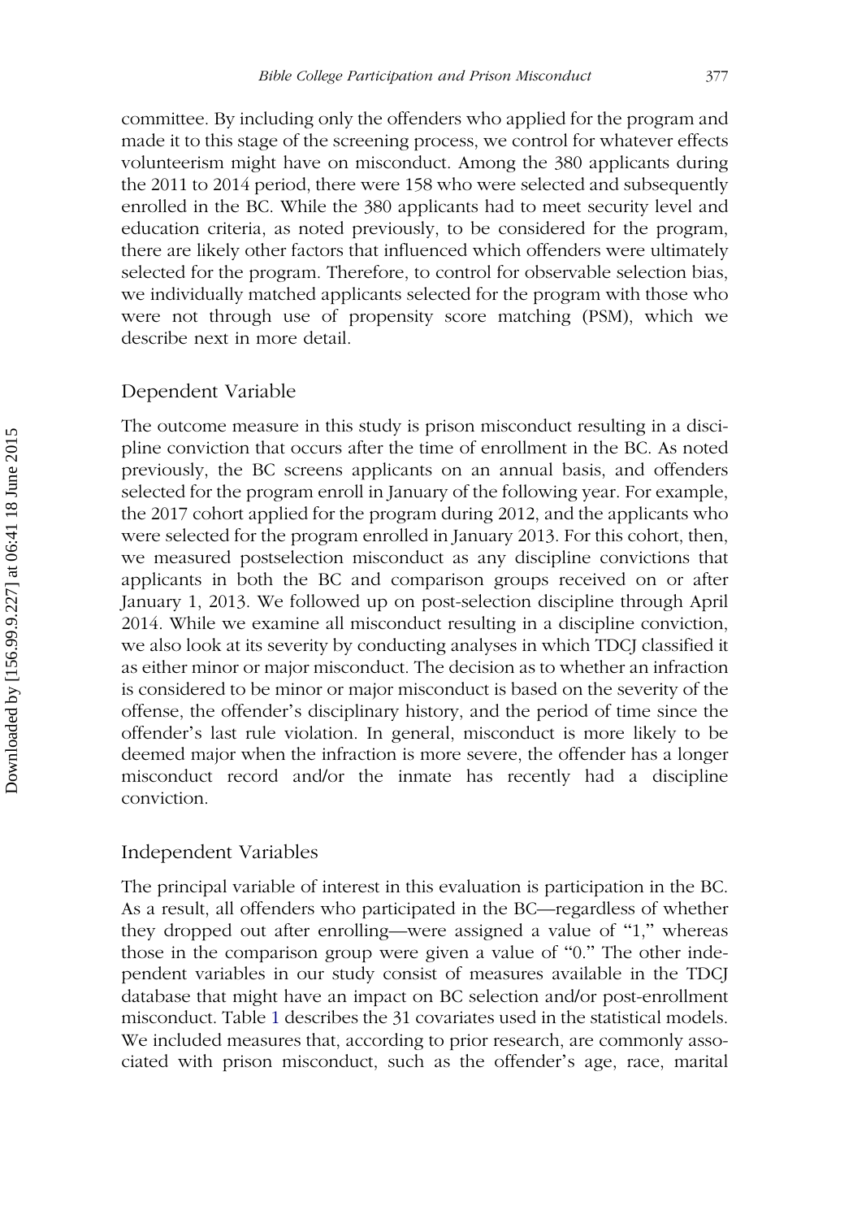committee. By including only the offenders who applied for the program and made it to this stage of the screening process, we control for whatever effects volunteerism might have on misconduct. Among the 380 applicants during the 2011 to 2014 period, there were 158 who were selected and subsequently enrolled in the BC. While the 380 applicants had to meet security level and education criteria, as noted previously, to be considered for the program, there are likely other factors that influenced which offenders were ultimately selected for the program. Therefore, to control for observable selection bias, we individually matched applicants selected for the program with those who were not through use of propensity score matching (PSM), which we describe next in more detail.

## Dependent Variable

The outcome measure in this study is prison misconduct resulting in a discipline conviction that occurs after the time of enrollment in the BC. As noted previously, the BC screens applicants on an annual basis, and offenders selected for the program enroll in January of the following year. For example, the 2017 cohort applied for the program during 2012, and the applicants who were selected for the program enrolled in January 2013. For this cohort, then, we measured postselection misconduct as any discipline convictions that applicants in both the BC and comparison groups received on or after January 1, 2013. We followed up on post-selection discipline through April 2014. While we examine all misconduct resulting in a discipline conviction, we also look at its severity by conducting analyses in which TDCJ classified it as either minor or major misconduct. The decision as to whether an infraction is considered to be minor or major misconduct is based on the severity of the offense, the offender's disciplinary history, and the period of time since the offender's last rule violation. In general, misconduct is more likely to be deemed major when the infraction is more severe, the offender has a longer misconduct record and/or the inmate has recently had a discipline conviction.

## Independent Variables

The principal variable of interest in this evaluation is participation in the BC. As a result, all offenders who participated in the BC—regardless of whether they dropped out after enrolling—were assigned a value of "1," whereas those in the comparison group were given a value of "0." The other independent variables in our study consist of measures available in the TDCJ database that might have an impact on BC selection and/or post-enrollment misconduct. Table 1 describes the 31 covariates used in the statistical models. We included measures that, according to prior research, are commonly associated with prison misconduct, such as the offender's age, race, marital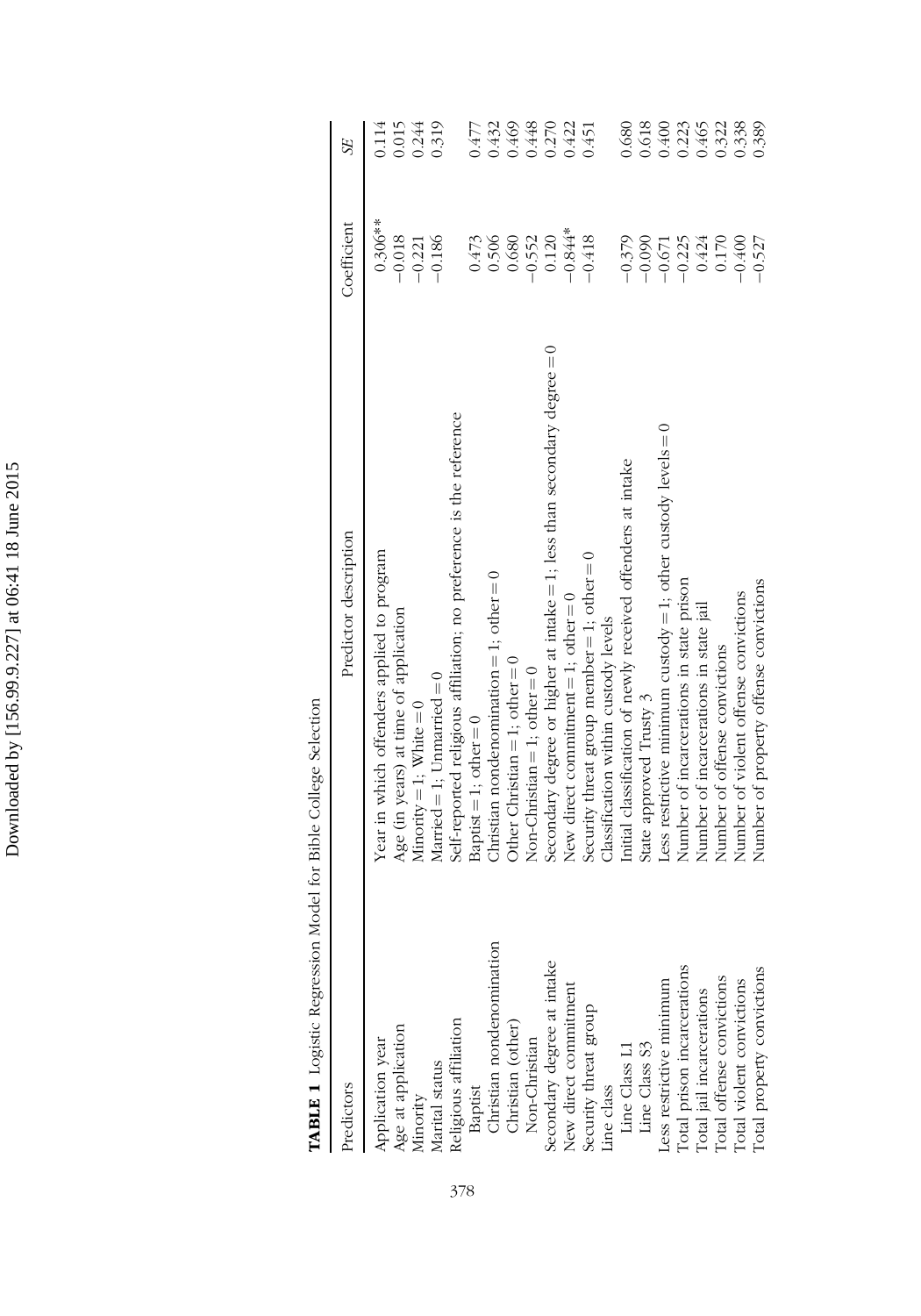**TABLE 1** Logistic Regression Model for Bible College Selection

| Predictors | Predictor description | Coefficient | SE |
|---|---|---|---|
| Application year | Year in which offenders applied to program | 0.306** | 0.114 |
| Age at application | Age (in years) at time of application | −0.018 | 0.015 |
| Minority | Minority = 1; White = 0 | −0.221 | 0.244 |
| Marital status | Married = 1; Unmarried = 0 | −0.186 | 0.319 |
| Religious affiliation | Self-reported religious affiliation; no preference is the reference | | |
| Baptist | Baptist = 1; other = 0 | 0.473 | 0.477 |
| Christian nondenomination | Christian nondenomination = 1; other = 0 | 0.506 | 0.432 |
| Christian (other) | Other Christian = 1; other = 0 | 0.680 | 0.469 |
| Non-Christian | Non-Christian = 1; other = 0 | −0.552 | 0.448 |
| Secondary degree at intake | Secondary degree or higher at intake = 1; less than secondary degree = 0 | 0.120 | 0.270 |
| New direct commitment | New direct commitment = 1; other = 0 | −0.844* | 0.422 |
| Security threat group | Security threat group member = 1; other = 0 | −0.418 | 0.451 |
| Line class | Classification within custody levels | | |
| Line Class L1 | Initial classification of newly received offenders at intake | −0.379 | 0.680 |
| Line Class S3 | State approved Trusty 3 | −0.090 | 0.618 |
| Less restrictive minimum | Less restrictive minimum custody = 1; other custody levels = 0 | −0.671 | 0.400 |
| Total prison incarcerations | Number of incarcerations in state prison | −0.225 | 0.223 |
| Total jail incarcerations | Number of incarcerations in state jail | 0.424 | 0.465 |
| Total offense convictions | Number of offense convictions | 0.170 | 0.322 |
| Total violent convictions | Number of violent offense convictions | −0.400 | 0.338 |
| Total property convictions | Number of property offense convictions | −0.527 | 0.389 |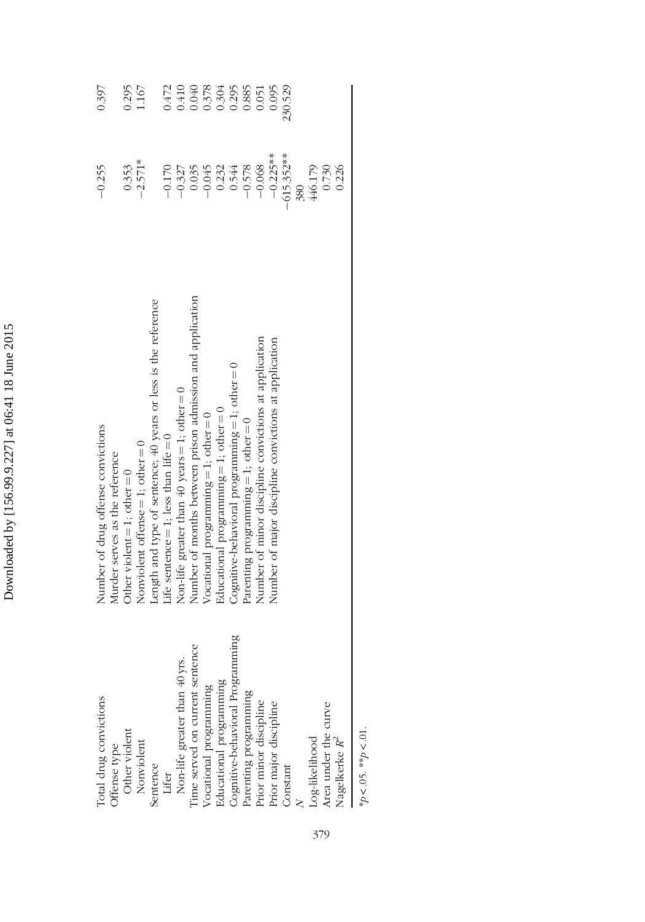| | | | |
|---|---|---|---|
| Total drug convictions | Number of drug offense convictions | −0.255 | 0.397 |
| Offense type | Murder serves as the reference | | |
| Other violent | Other violent = 1; other = 0 | 0.353 | 0.295 |
| Nonviolent | Nonviolent offense = 1; other = 0 | −2.571* | 1.167 |
| Sentence | Length and type of sentence; 40 years or less is the reference | | |
| Lifer | Life sentence = 1; less than life = 0 | −0.170 | 0.472 |
| Non-life greater than 40 yrs. | Non-life greater than 40 years = 1; other = 0 | −0.327 | 0.410 |
| Time served on current sentence | Number of months between prison admission and application | 0.035 | 0.040 |
| Vocational programming | Vocational programming = 1; other = 0 | −0.045 | 0.378 |
| Educational programming | Educational programming = 1; other = 0 | 0.232 | 0.304 |
| Cognitive-behavioral Programming | Cognitive-behavioral programming = 1; other = 0 | 0.544 | 0.295 |
| Parenting programming | Parenting programming = 1; other = 0 | −0.578 | 0.885 |
| Prior minor discipline | Number of minor discipline convictions at application | −0.068 | 0.051 |
| Prior major discipline | Number of major discipline convictions at application | −0.225** | 0.095 |
| Constant | | −615.352** | 230.529 |
| $N$ | | 380 | |
| Log-likelihood | | 446.179 | |
| Area under the curve | | 0.730 | |
| Nagelkerke $R^2$ | | 0.226 | |

$*p < .05$. $**p < .01$.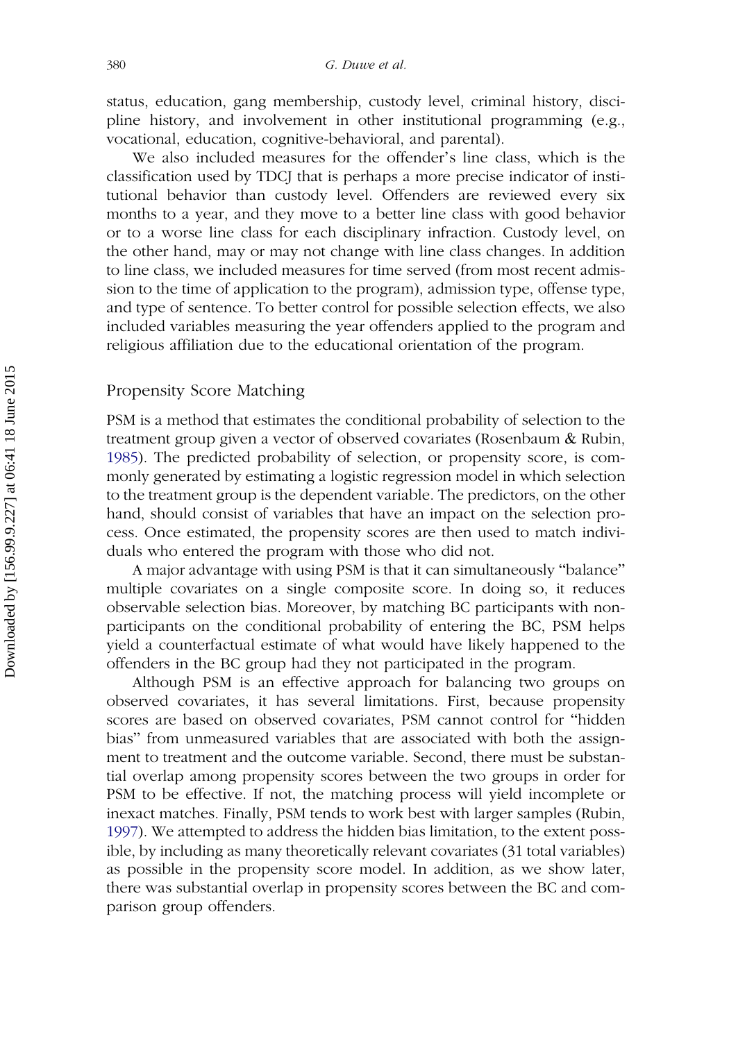status, education, gang membership, custody level, criminal history, discipline history, and involvement in other institutional programming (e.g., vocational, education, cognitive-behavioral, and parental).

We also included measures for the offender's line class, which is the classification used by TDCJ that is perhaps a more precise indicator of institutional behavior than custody level. Offenders are reviewed every six months to a year, and they move to a better line class with good behavior or to a worse line class for each disciplinary infraction. Custody level, on the other hand, may or may not change with line class changes. In addition to line class, we included measures for time served (from most recent admission to the time of application to the program), admission type, offense type, and type of sentence. To better control for possible selection effects, we also included variables measuring the year offenders applied to the program and religious affiliation due to the educational orientation of the program.

## Propensity Score Matching

PSM is a method that estimates the conditional probability of selection to the treatment group given a vector of observed covariates (Rosenbaum & Rubin, 1985). The predicted probability of selection, or propensity score, is commonly generated by estimating a logistic regression model in which selection to the treatment group is the dependent variable. The predictors, on the other hand, should consist of variables that have an impact on the selection process. Once estimated, the propensity scores are then used to match individuals who entered the program with those who did not.

A major advantage with using PSM is that it can simultaneously "balance" multiple covariates on a single composite score. In doing so, it reduces observable selection bias. Moreover, by matching BC participants with nonparticipants on the conditional probability of entering the BC, PSM helps yield a counterfactual estimate of what would have likely happened to the offenders in the BC group had they not participated in the program.

Although PSM is an effective approach for balancing two groups on observed covariates, it has several limitations. First, because propensity scores are based on observed covariates, PSM cannot control for "hidden bias" from unmeasured variables that are associated with both the assignment to treatment and the outcome variable. Second, there must be substantial overlap among propensity scores between the two groups in order for PSM to be effective. If not, the matching process will yield incomplete or inexact matches. Finally, PSM tends to work best with larger samples (Rubin, 1997). We attempted to address the hidden bias limitation, to the extent possible, by including as many theoretically relevant covariates (31 total variables) as possible in the propensity score model. In addition, as we show later, there was substantial overlap in propensity scores between the BC and comparison group offenders.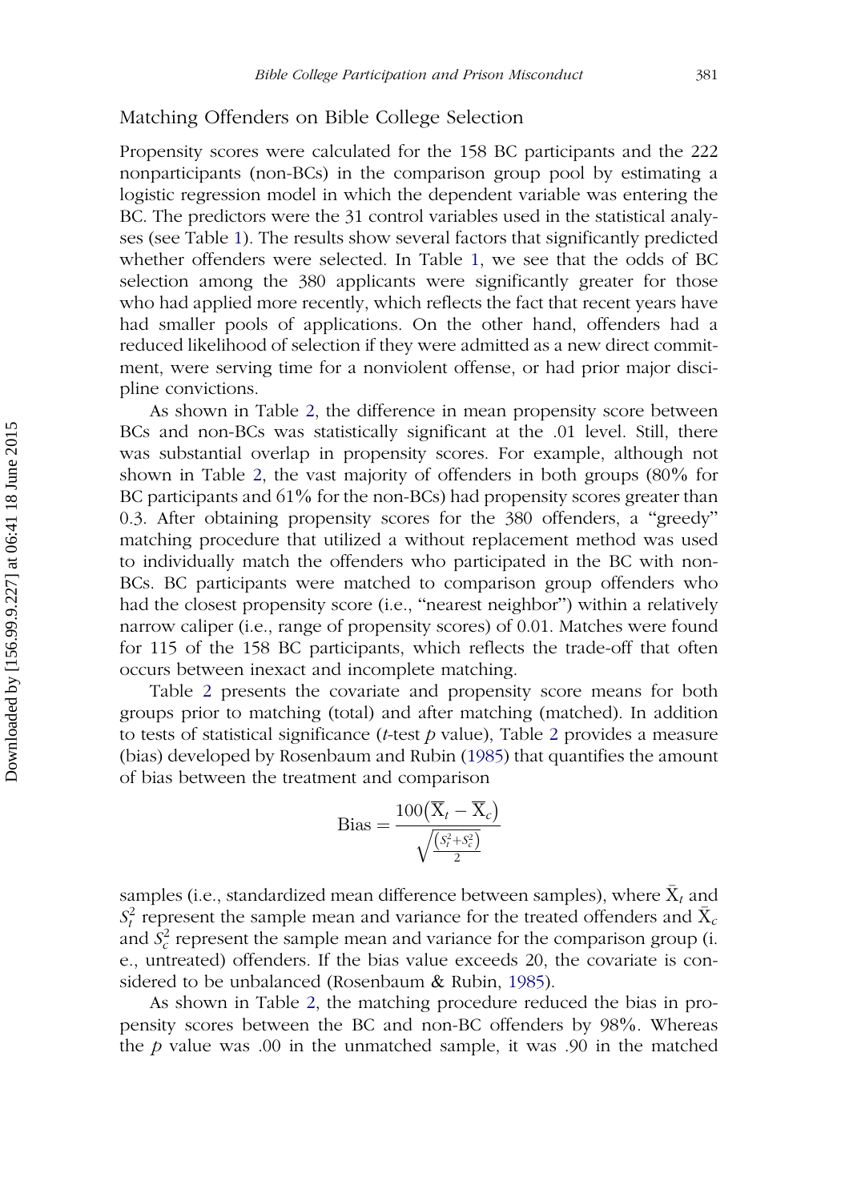## Matching Offenders on Bible College Selection

Propensity scores were calculated for the 158 BC participants and the 222 nonparticipants (non-BCs) in the comparison group pool by estimating a logistic regression model in which the dependent variable was entering the BC. The predictors were the 31 control variables used in the statistical analyses (see Table 1). The results show several factors that significantly predicted whether offenders were selected. In Table 1, we see that the odds of BC selection among the 380 applicants were significantly greater for those who had applied more recently, which reflects the fact that recent years have had smaller pools of applications. On the other hand, offenders had a reduced likelihood of selection if they were admitted as a new direct commitment, were serving time for a nonviolent offense, or had prior major discipline convictions.

As shown in Table 2, the difference in mean propensity score between BCs and non-BCs was statistically significant at the .01 level. Still, there was substantial overlap in propensity scores. For example, although not shown in Table 2, the vast majority of offenders in both groups (80% for BC participants and 61% for the non-BCs) had propensity scores greater than 0.3. After obtaining propensity scores for the 380 offenders, a "greedy" matching procedure that utilized a without replacement method was used to individually match the offenders who participated in the BC with non-BCs. BC participants were matched to comparison group offenders who had the closest propensity score (i.e., "nearest neighbor") within a relatively narrow caliper (i.e., range of propensity scores) of 0.01. Matches were found for 115 of the 158 BC participants, which reflects the trade-off that often occurs between inexact and incomplete matching.

Table 2 presents the covariate and propensity score means for both groups prior to matching (total) and after matching (matched). In addition to tests of statistical significance (*t*-test *p* value), Table 2 provides a measure (bias) developed by Rosenbaum and Rubin (1985) that quantifies the amount of bias between the treatment and comparison

$$\text{Bias} = \frac{100\left(\overline{X}_t - \overline{X}_c\right)}{\sqrt{\frac{\left(S_t^2 + S_c^2\right)}{2}}}$$

samples (i.e., standardized mean difference between samples), where $\bar{X}_t$ and $S_t^2$ represent the sample mean and variance for the treated offenders and $\bar{X}_c$ and $S_c^2$ represent the sample mean and variance for the comparison group (i. e., untreated) offenders. If the bias value exceeds 20, the covariate is considered to be unbalanced (Rosenbaum & Rubin, 1985).

As shown in Table 2, the matching procedure reduced the bias in propensity scores between the BC and non-BC offenders by 98%. Whereas the *p* value was .00 in the unmatched sample, it was .90 in the matched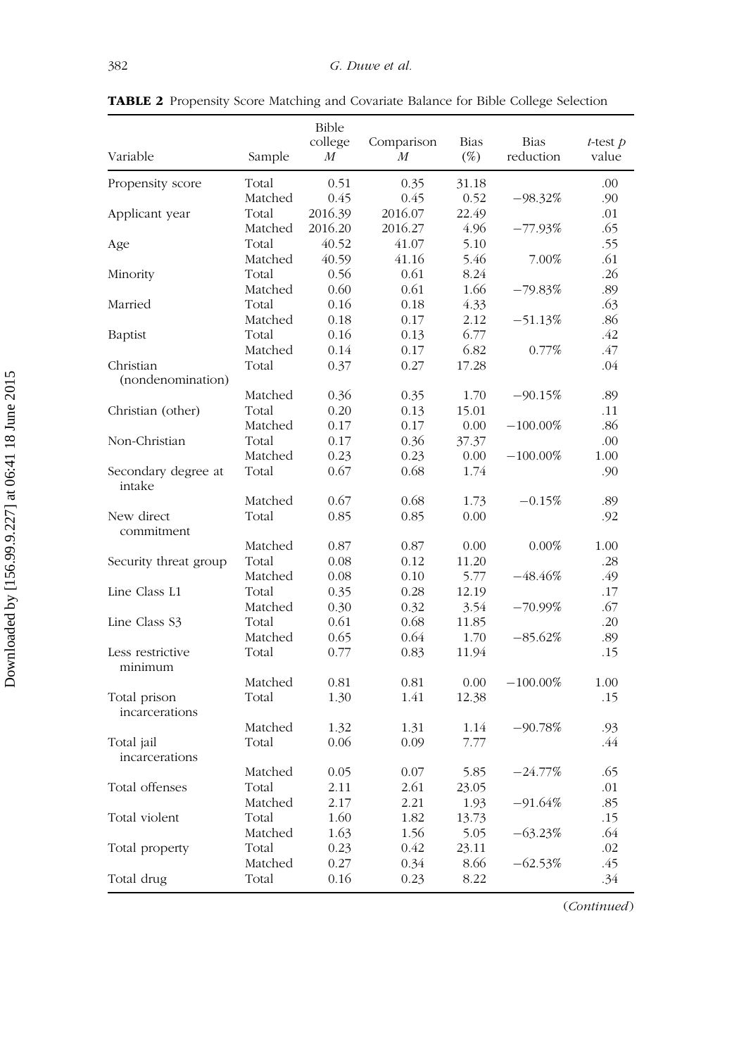**TABLE 2** Propensity Score Matching and Covariate Balance for Bible College Selection

| Variable | Sample | Bible college $M$ | Comparison $M$ | Bias (%) | Bias reduction | $t$-test $p$ value |
|---|---|---|---|---|---|---|
| Propensity score | Total | 0.51 | 0.35 | 31.18 | | .00 |
| | Matched | 0.45 | 0.45 | 0.52 | −98.32% | .90 |
| Applicant year | Total | 2016.39 | 2016.07 | 22.49 | | .01 |
| | Matched | 2016.20 | 2016.27 | 4.96 | −77.93% | .65 |
| Age | Total | 40.52 | 41.07 | 5.10 | | .55 |
| | Matched | 40.59 | 41.16 | 5.46 | 7.00% | .61 |
| Minority | Total | 0.56 | 0.61 | 8.24 | | .26 |
| | Matched | 0.60 | 0.61 | 1.66 | −79.83% | .89 |
| Married | Total | 0.16 | 0.18 | 4.33 | | .63 |
| | Matched | 0.18 | 0.17 | 2.12 | −51.13% | .86 |
| Baptist | Total | 0.16 | 0.13 | 6.77 | | .42 |
| | Matched | 0.14 | 0.17 | 6.82 | 0.77% | .47 |
| Christian (nondenomination) | Total | 0.37 | 0.27 | 17.28 | | .04 |
| | Matched | 0.36 | 0.35 | 1.70 | −90.15% | .89 |
| Christian (other) | Total | 0.20 | 0.13 | 15.01 | | .11 |
| | Matched | 0.17 | 0.17 | 0.00 | −100.00% | .86 |
| Non-Christian | Total | 0.17 | 0.36 | 37.37 | | .00 |
| | Matched | 0.23 | 0.23 | 0.00 | −100.00% | 1.00 |
| Secondary degree at intake | Total | 0.67 | 0.68 | 1.74 | | .90 |
| | Matched | 0.67 | 0.68 | 1.73 | −0.15% | .89 |
| New direct commitment | Total | 0.85 | 0.85 | 0.00 | | .92 |
| | Matched | 0.87 | 0.87 | 0.00 | 0.00% | 1.00 |
| Security threat group | Total | 0.08 | 0.12 | 11.20 | | .28 |
| | Matched | 0.08 | 0.10 | 5.77 | −48.46% | .49 |
| Line Class L1 | Total | 0.35 | 0.28 | 12.19 | | .17 |
| | Matched | 0.30 | 0.32 | 3.54 | −70.99% | .67 |
| Line Class S3 | Total | 0.61 | 0.68 | 11.85 | | .20 |
| | Matched | 0.65 | 0.64 | 1.70 | −85.62% | .89 |
| Less restrictive minimum | Total | 0.77 | 0.83 | 11.94 | | .15 |
| | Matched | 0.81 | 0.81 | 0.00 | −100.00% | 1.00 |
| Total prison incarcerations | Total | 1.30 | 1.41 | 12.38 | | .15 |
| | Matched | 1.32 | 1.31 | 1.14 | −90.78% | .93 |
| Total jail incarcerations | Total | 0.06 | 0.09 | 7.77 | | .44 |
| | Matched | 0.05 | 0.07 | 5.85 | −24.77% | .65 |
| Total offenses | Total | 2.11 | 2.61 | 23.05 | | .01 |
| | Matched | 2.17 | 2.21 | 1.93 | −91.64% | .85 |
| Total violent | Total | 1.60 | 1.82 | 13.73 | | .15 |
| | Matched | 1.63 | 1.56 | 5.05 | −63.23% | .64 |
| Total property | Total | 0.23 | 0.42 | 23.11 | | .02 |
| | Matched | 0.27 | 0.34 | 8.66 | −62.53% | .45 |
| Total drug | Total | 0.16 | 0.23 | 8.22 | | .34 |

(*Continued*)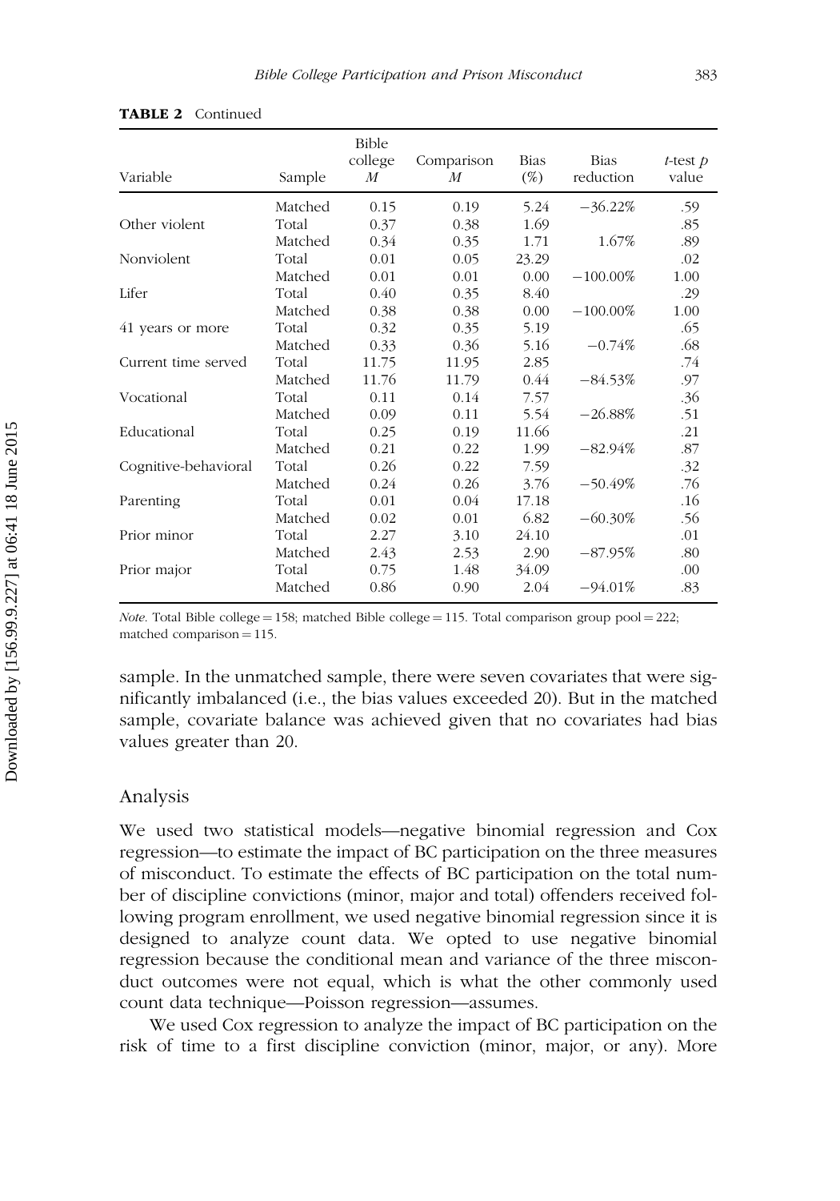**TABLE 2** Continued

| Variable | Sample | Bible college *M* | Comparison *M* | Bias (%) | Bias reduction | *t*-test *p* value |
|---|---|---|---|---|---|---|
| | Matched | 0.15 | 0.19 | 5.24 | −36.22% | .59 |
| Other violent | Total | 0.37 | 0.38 | 1.69 | | .85 |
| | Matched | 0.34 | 0.35 | 1.71 | 1.67% | .89 |
| Nonviolent | Total | 0.01 | 0.05 | 23.29 | | .02 |
| | Matched | 0.01 | 0.01 | 0.00 | −100.00% | 1.00 |
| Lifer | Total | 0.40 | 0.35 | 8.40 | | .29 |
| | Matched | 0.38 | 0.38 | 0.00 | −100.00% | 1.00 |
| 41 years or more | Total | 0.32 | 0.35 | 5.19 | | .65 |
| | Matched | 0.33 | 0.36 | 5.16 | −0.74% | .68 |
| Current time served | Total | 11.75 | 11.95 | 2.85 | | .74 |
| | Matched | 11.76 | 11.79 | 0.44 | −84.53% | .97 |
| Vocational | Total | 0.11 | 0.14 | 7.57 | | .36 |
| | Matched | 0.09 | 0.11 | 5.54 | −26.88% | .51 |
| Educational | Total | 0.25 | 0.19 | 11.66 | | .21 |
| | Matched | 0.21 | 0.22 | 1.99 | −82.94% | .87 |
| Cognitive-behavioral | Total | 0.26 | 0.22 | 7.59 | | .32 |
| | Matched | 0.24 | 0.26 | 3.76 | −50.49% | .76 |
| Parenting | Total | 0.01 | 0.04 | 17.18 | | .16 |
| | Matched | 0.02 | 0.01 | 6.82 | −60.30% | .56 |
| Prior minor | Total | 2.27 | 3.10 | 24.10 | | .01 |
| | Matched | 2.43 | 2.53 | 2.90 | −87.95% | .80 |
| Prior major | Total | 0.75 | 1.48 | 34.09 | | .00 |
| | Matched | 0.86 | 0.90 | 2.04 | −94.01% | .83 |

*Note.* Total Bible college = 158; matched Bible college = 115. Total comparison group pool = 222; matched comparison = 115.

sample. In the unmatched sample, there were seven covariates that were significantly imbalanced (i.e., the bias values exceeded 20). But in the matched sample, covariate balance was achieved given that no covariates had bias values greater than 20.

## Analysis

We used two statistical models—negative binomial regression and Cox regression—to estimate the impact of BC participation on the three measures of misconduct. To estimate the effects of BC participation on the total number of discipline convictions (minor, major and total) offenders received following program enrollment, we used negative binomial regression since it is designed to analyze count data. We opted to use negative binomial regression because the conditional mean and variance of the three misconduct outcomes were not equal, which is what the other commonly used count data technique—Poisson regression—assumes.

We used Cox regression to analyze the impact of BC participation on the risk of time to a first discipline conviction (minor, major, or any). More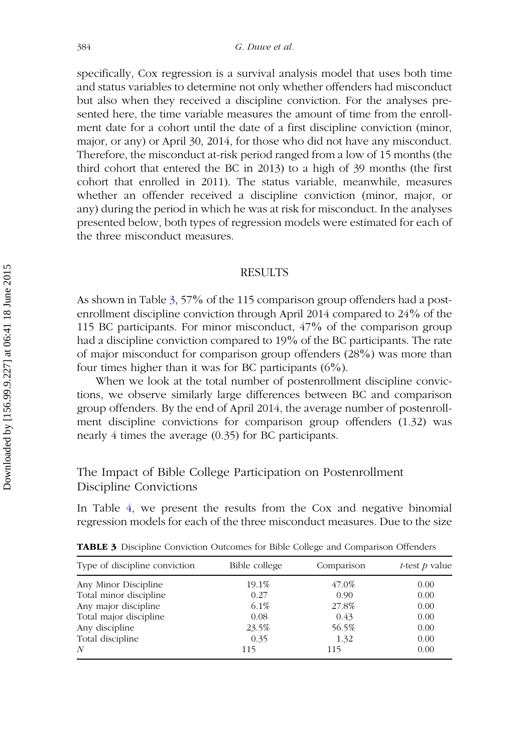specifically, Cox regression is a survival analysis model that uses both time and status variables to determine not only whether offenders had misconduct but also when they received a discipline conviction. For the analyses presented here, the time variable measures the amount of time from the enrollment date for a cohort until the date of a first discipline conviction (minor, major, or any) or April 30, 2014, for those who did not have any misconduct. Therefore, the misconduct at-risk period ranged from a low of 15 months (the third cohort that entered the BC in 2013) to a high of 39 months (the first cohort that enrolled in 2011). The status variable, meanwhile, measures whether an offender received a discipline conviction (minor, major, or any) during the period in which he was at risk for misconduct. In the analyses presented below, both types of regression models were estimated for each of the three misconduct measures.

## RESULTS

As shown in Table 3, 57% of the 115 comparison group offenders had a postenrollment discipline conviction through April 2014 compared to 24% of the 115 BC participants. For minor misconduct, 47% of the comparison group had a discipline conviction compared to 19% of the BC participants. The rate of major misconduct for comparison group offenders (28%) was more than four times higher than it was for BC participants (6%).

When we look at the total number of postenrollment discipline convictions, we observe similarly large differences between BC and comparison group offenders. By the end of April 2014, the average number of postenrollment discipline convictions for comparison group offenders (1.32) was nearly 4 times the average (0.35) for BC participants.

### The Impact of Bible College Participation on Postenrollment Discipline Convictions

In Table 4, we present the results from the Cox and negative binomial regression models for each of the three misconduct measures. Due to the size

**TABLE 3** Discipline Conviction Outcomes for Bible College and Comparison Offenders

| Type of discipline conviction | Bible college | Comparison | *t*-test *p* value |
|---|---|---|---|
| Any Minor Discipline | 19.1% | 47.0% | 0.00 |
| Total minor discipline | 0.27 | 0.90 | 0.00 |
| Any major discipline | 6.1% | 27.8% | 0.00 |
| Total major discipline | 0.08 | 0.43 | 0.00 |
| Any discipline | 23.5% | 56.5% | 0.00 |
| Total discipline | 0.35 | 1.32 | 0.00 |
| *N* | 115 | 115 | 0.00 |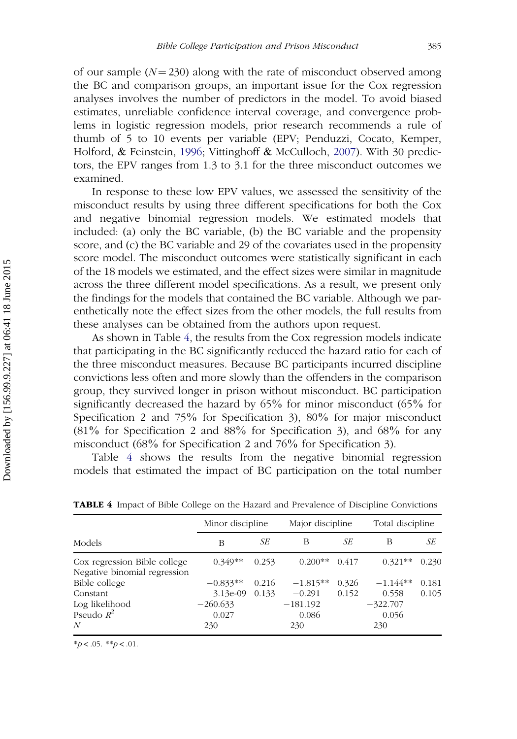of our sample ($N = 230$) along with the rate of misconduct observed among the BC and comparison groups, an important issue for the Cox regression analyses involves the number of predictors in the model. To avoid biased estimates, unreliable confidence interval coverage, and convergence problems in logistic regression models, prior research recommends a rule of thumb of 5 to 10 events per variable (EPV; Penduzzi, Cocato, Kemper, Holford, & Feinstein, 1996; Vittinghoff & McCulloch, 2007). With 30 predictors, the EPV ranges from 1.3 to 3.1 for the three misconduct outcomes we examined.

In response to these low EPV values, we assessed the sensitivity of the misconduct results by using three different specifications for both the Cox and negative binomial regression models. We estimated models that included: (a) only the BC variable, (b) the BC variable and the propensity score, and (c) the BC variable and 29 of the covariates used in the propensity score model. The misconduct outcomes were statistically significant in each of the 18 models we estimated, and the effect sizes were similar in magnitude across the three different model specifications. As a result, we present only the findings for the models that contained the BC variable. Although we parenthetically note the effect sizes from the other models, the full results from these analyses can be obtained from the authors upon request.

As shown in Table 4, the results from the Cox regression models indicate that participating in the BC significantly reduced the hazard ratio for each of the three misconduct measures. Because BC participants incurred discipline convictions less often and more slowly than the offenders in the comparison group, they survived longer in prison without misconduct. BC participation significantly decreased the hazard by 65% for minor misconduct (65% for Specification 2 and 75% for Specification 3), 80% for major misconduct (81% for Specification 2 and 88% for Specification 3), and 68% for any misconduct (68% for Specification 2 and 76% for Specification 3).

Table 4 shows the results from the negative binomial regression models that estimated the impact of BC participation on the total number

**TABLE 4** Impact of Bible College on the Hazard and Prevalence of Discipline Convictions

| | Minor discipline | | Major discipline | | Total discipline | |
|---|---|---|---|---|---|---|
| Models | B | *SE* | B | *SE* | B | *SE* |
| Cox regression Bible college | 0.349** | 0.253 | 0.200** | 0.417 | 0.321** | 0.230 |
| Negative binomial regression | | | | | | |
| Bible college | −0.833** | 0.216 | −1.815** | 0.326 | −1.144** | 0.181 |
| Constant | 3.13e-09 | 0.133 | −0.291 | 0.152 | 0.558 | 0.105 |
| Log likelihood | −260.633 | | −181.192 | | −322.707 | |
| Pseudo $R^2$ | 0.027 | | 0.086 | | 0.056 | |
| *N* | 230 | | 230 | | 230 | |

$*p < .05$. $**p < .01$.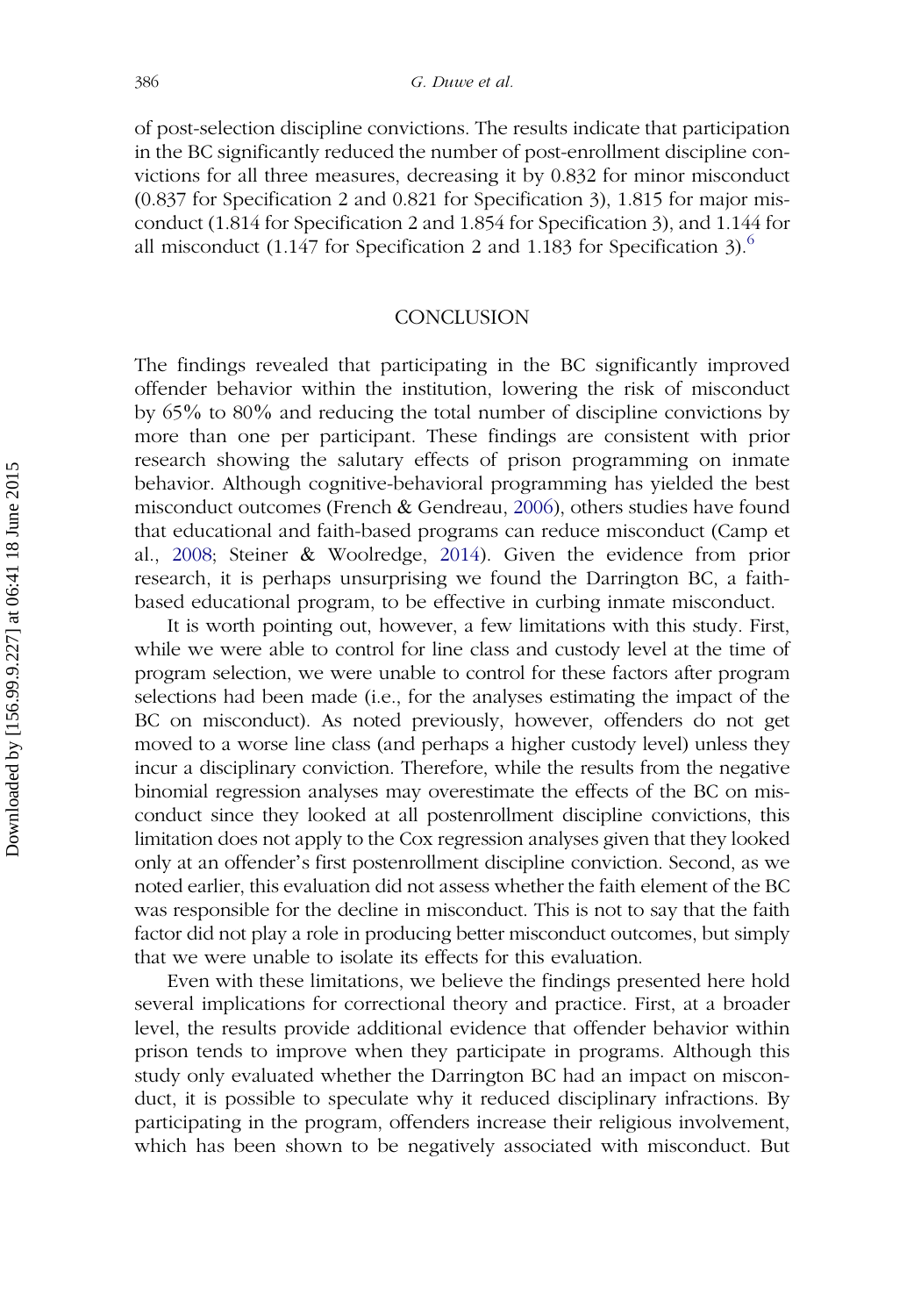of post-selection discipline convictions. The results indicate that participation in the BC significantly reduced the number of post-enrollment discipline convictions for all three measures, decreasing it by 0.832 for minor misconduct (0.837 for Specification 2 and 0.821 for Specification 3), 1.815 for major misconduct (1.814 for Specification 2 and 1.854 for Specification 3), and 1.144 for all misconduct (1.147 for Specification 2 and 1.183 for Specification 3).[6]

## CONCLUSION

The findings revealed that participating in the BC significantly improved offender behavior within the institution, lowering the risk of misconduct by 65% to 80% and reducing the total number of discipline convictions by more than one per participant. These findings are consistent with prior research showing the salutary effects of prison programming on inmate behavior. Although cognitive-behavioral programming has yielded the best misconduct outcomes (French & Gendreau, 2006), others studies have found that educational and faith-based programs can reduce misconduct (Camp et al., 2008; Steiner & Woolredge, 2014). Given the evidence from prior research, it is perhaps unsurprising we found the Darrington BC, a faith-based educational program, to be effective in curbing inmate misconduct.

It is worth pointing out, however, a few limitations with this study. First, while we were able to control for line class and custody level at the time of program selection, we were unable to control for these factors after program selections had been made (i.e., for the analyses estimating the impact of the BC on misconduct). As noted previously, however, offenders do not get moved to a worse line class (and perhaps a higher custody level) unless they incur a disciplinary conviction. Therefore, while the results from the negative binomial regression analyses may overestimate the effects of the BC on misconduct since they looked at all postenrollment discipline convictions, this limitation does not apply to the Cox regression analyses given that they looked only at an offender's first postenrollment discipline conviction. Second, as we noted earlier, this evaluation did not assess whether the faith element of the BC was responsible for the decline in misconduct. This is not to say that the faith factor did not play a role in producing better misconduct outcomes, but simply that we were unable to isolate its effects for this evaluation.

Even with these limitations, we believe the findings presented here hold several implications for correctional theory and practice. First, at a broader level, the results provide additional evidence that offender behavior within prison tends to improve when they participate in programs. Although this study only evaluated whether the Darrington BC had an impact on misconduct, it is possible to speculate why it reduced disciplinary infractions. By participating in the program, offenders increase their religious involvement, which has been shown to be negatively associated with misconduct. But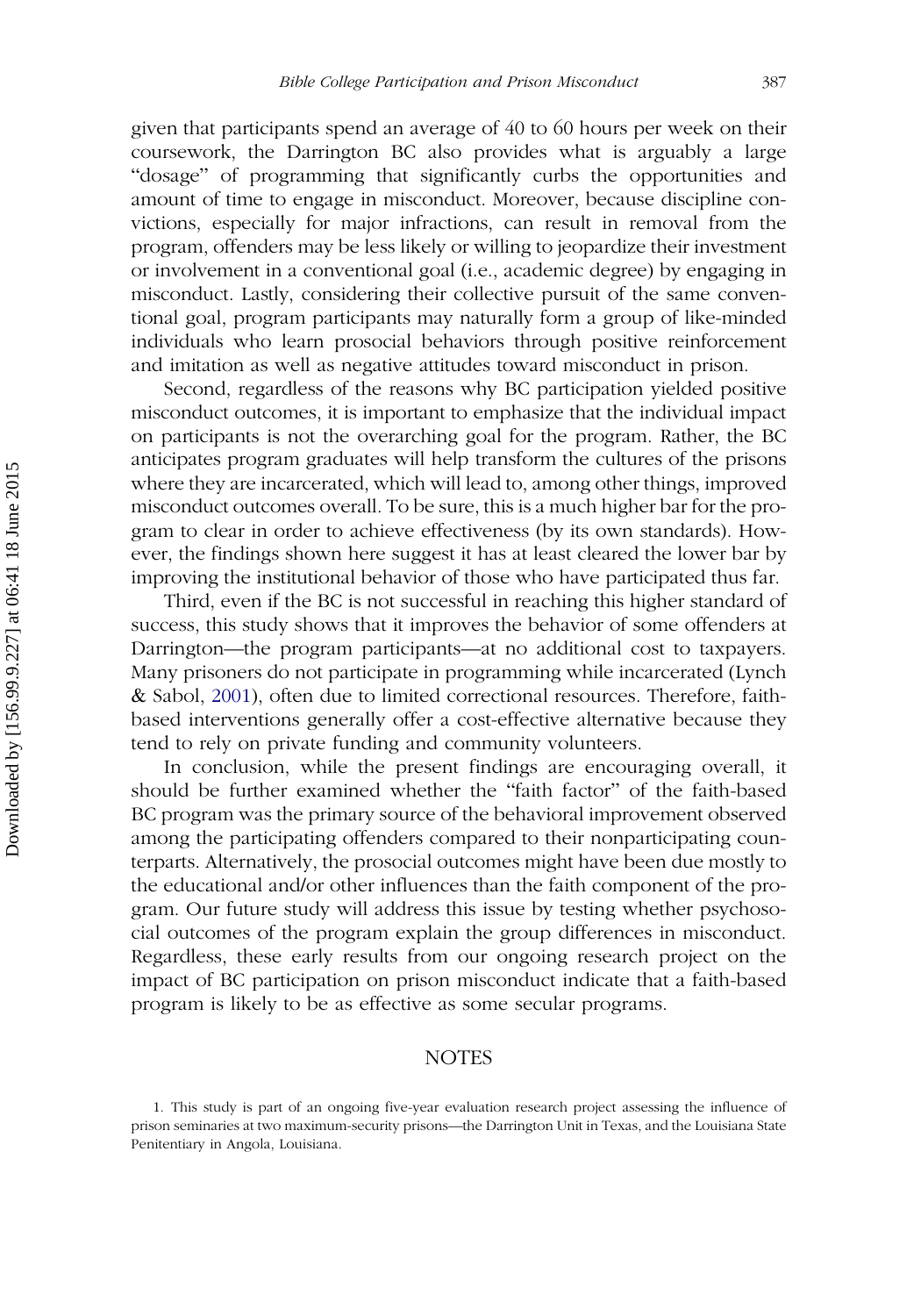given that participants spend an average of 40 to 60 hours per week on their coursework, the Darrington BC also provides what is arguably a large "dosage" of programming that significantly curbs the opportunities and amount of time to engage in misconduct. Moreover, because discipline convictions, especially for major infractions, can result in removal from the program, offenders may be less likely or willing to jeopardize their investment or involvement in a conventional goal (i.e., academic degree) by engaging in misconduct. Lastly, considering their collective pursuit of the same conventional goal, program participants may naturally form a group of like-minded individuals who learn prosocial behaviors through positive reinforcement and imitation as well as negative attitudes toward misconduct in prison.

Second, regardless of the reasons why BC participation yielded positive misconduct outcomes, it is important to emphasize that the individual impact on participants is not the overarching goal for the program. Rather, the BC anticipates program graduates will help transform the cultures of the prisons where they are incarcerated, which will lead to, among other things, improved misconduct outcomes overall. To be sure, this is a much higher bar for the program to clear in order to achieve effectiveness (by its own standards). However, the findings shown here suggest it has at least cleared the lower bar by improving the institutional behavior of those who have participated thus far.

Third, even if the BC is not successful in reaching this higher standard of success, this study shows that it improves the behavior of some offenders at Darrington—the program participants—at no additional cost to taxpayers. Many prisoners do not participate in programming while incarcerated (Lynch & Sabol, 2001), often due to limited correctional resources. Therefore, faith-based interventions generally offer a cost-effective alternative because they tend to rely on private funding and community volunteers.

In conclusion, while the present findings are encouraging overall, it should be further examined whether the "faith factor" of the faith-based BC program was the primary source of the behavioral improvement observed among the participating offenders compared to their nonparticipating counterparts. Alternatively, the prosocial outcomes might have been due mostly to the educational and/or other influences than the faith component of the program. Our future study will address this issue by testing whether psychosocial outcomes of the program explain the group differences in misconduct. Regardless, these early results from our ongoing research project on the impact of BC participation on prison misconduct indicate that a faith-based program is likely to be as effective as some secular programs.

## NOTES

1. This study is part of an ongoing five-year evaluation research project assessing the influence of prison seminaries at two maximum-security prisons—the Darrington Unit in Texas, and the Louisiana State Penitentiary in Angola, Louisiana.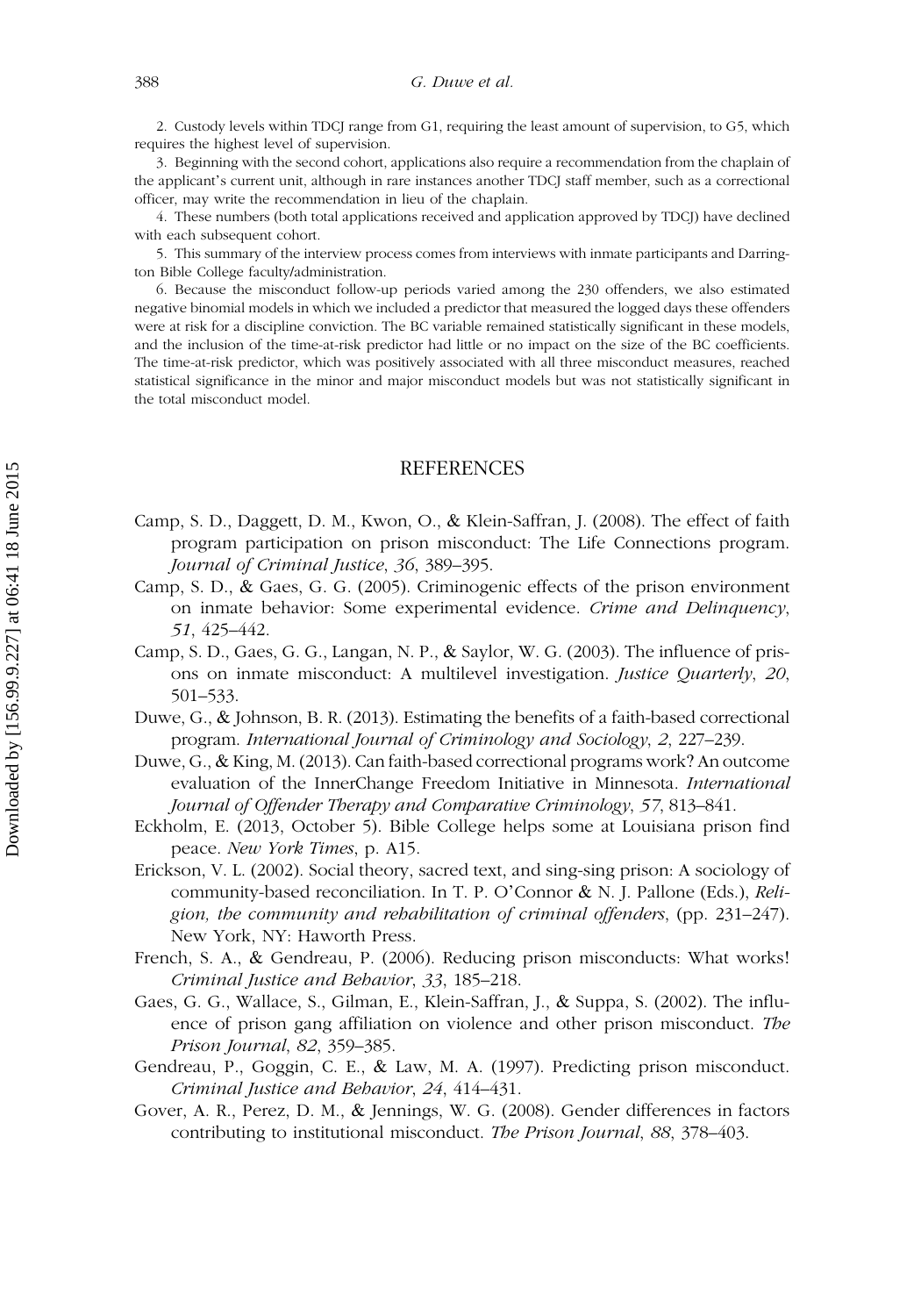2. Custody levels within TDCJ range from G1, requiring the least amount of supervision, to G5, which requires the highest level of supervision.

3. Beginning with the second cohort, applications also require a recommendation from the chaplain of the applicant's current unit, although in rare instances another TDCJ staff member, such as a correctional officer, may write the recommendation in lieu of the chaplain.

4. These numbers (both total applications received and application approved by TDCJ) have declined with each subsequent cohort.

5. This summary of the interview process comes from interviews with inmate participants and Darrington Bible College faculty/administration.

6. Because the misconduct follow-up periods varied among the 230 offenders, we also estimated negative binomial models in which we included a predictor that measured the logged days these offenders were at risk for a discipline conviction. The BC variable remained statistically significant in these models, and the inclusion of the time-at-risk predictor had little or no impact on the size of the BC coefficients. The time-at-risk predictor, which was positively associated with all three misconduct measures, reached statistical significance in the minor and major misconduct models but was not statistically significant in the total misconduct model.

## REFERENCES

Camp, S. D., Daggett, D. M., Kwon, O., & Klein-Saffran, J. (2008). The effect of faith program participation on prison misconduct: The Life Connections program. *Journal of Criminal Justice*, *36*, 389–395.

Camp, S. D., & Gaes, G. G. (2005). Criminogenic effects of the prison environment on inmate behavior: Some experimental evidence. *Crime and Delinquency*, *51*, 425–442.

Camp, S. D., Gaes, G. G., Langan, N. P., & Saylor, W. G. (2003). The influence of prisons on inmate misconduct: A multilevel investigation. *Justice Quarterly*, *20*, 501–533.

Duwe, G., & Johnson, B. R. (2013). Estimating the benefits of a faith-based correctional program. *International Journal of Criminology and Sociology*, *2*, 227–239.

Duwe, G., & King, M. (2013). Can faith-based correctional programs work? An outcome evaluation of the InnerChange Freedom Initiative in Minnesota. *International Journal of Offender Therapy and Comparative Criminology*, *57*, 813–841.

Eckholm, E. (2013, October 5). Bible College helps some at Louisiana prison find peace. *New York Times*, p. A15.

Erickson, V. L. (2002). Social theory, sacred text, and sing-sing prison: A sociology of community-based reconciliation. In T. P. O'Connor & N. J. Pallone (Eds.), *Religion, the community and rehabilitation of criminal offenders*, (pp. 231–247). New York, NY: Haworth Press.

French, S. A., & Gendreau, P. (2006). Reducing prison misconducts: What works! *Criminal Justice and Behavior*, *33*, 185–218.

Gaes, G. G., Wallace, S., Gilman, E., Klein-Saffran, J., & Suppa, S. (2002). The influence of prison gang affiliation on violence and other prison misconduct. *The Prison Journal*, *82*, 359–385.

Gendreau, P., Goggin, C. E., & Law, M. A. (1997). Predicting prison misconduct. *Criminal Justice and Behavior*, *24*, 414–431.

Gover, A. R., Perez, D. M., & Jennings, W. G. (2008). Gender differences in factors contributing to institutional misconduct. *The Prison Journal*, *88*, 378–403.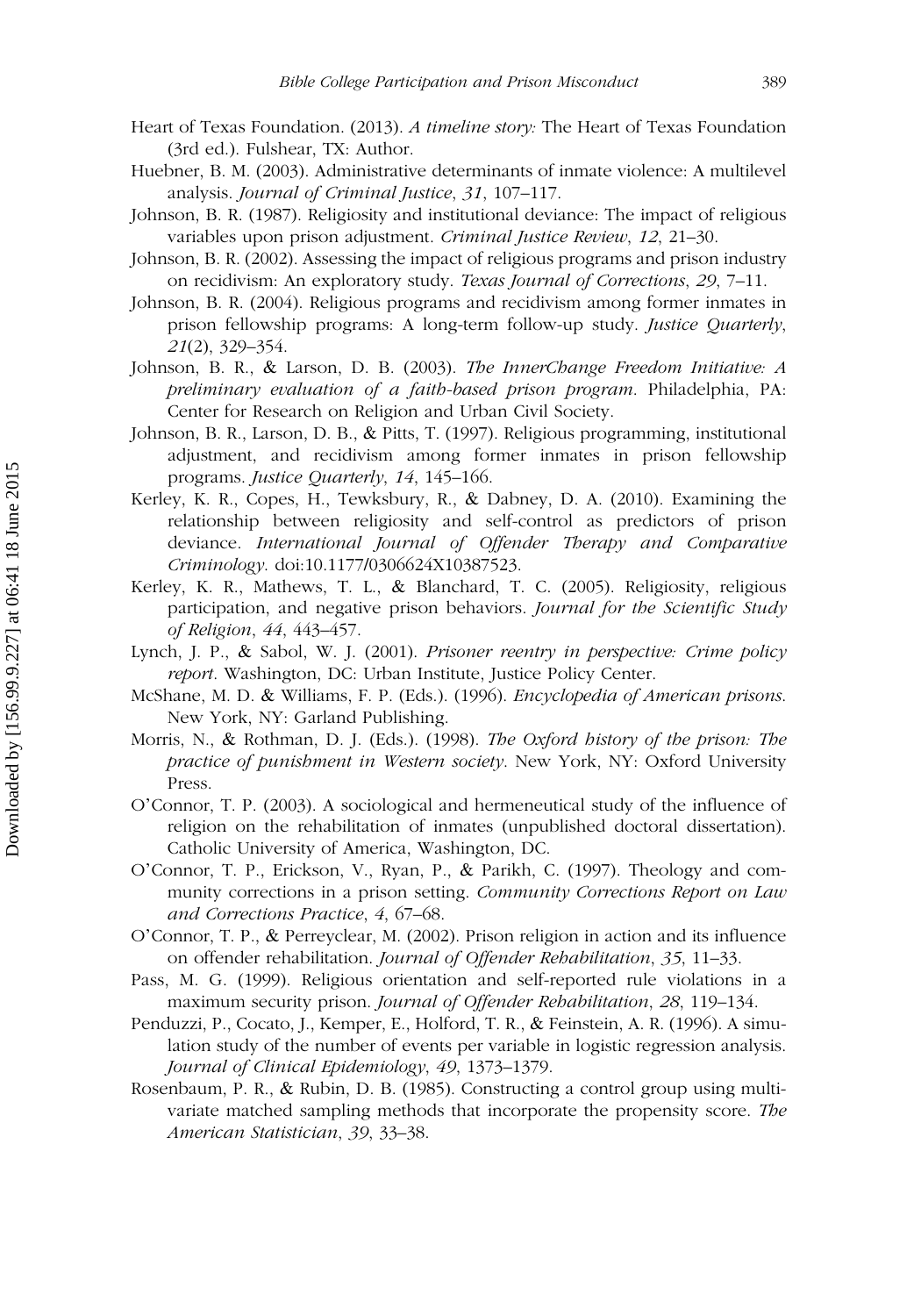Heart of Texas Foundation. (2013). *A timeline story:* The Heart of Texas Foundation (3rd ed.). Fulshear, TX: Author.

Huebner, B. M. (2003). Administrative determinants of inmate violence: A multilevel analysis. *Journal of Criminal Justice*, *31*, 107–117.

Johnson, B. R. (1987). Religiosity and institutional deviance: The impact of religious variables upon prison adjustment. *Criminal Justice Review*, *12*, 21–30.

Johnson, B. R. (2002). Assessing the impact of religious programs and prison industry on recidivism: An exploratory study. *Texas Journal of Corrections*, *29*, 7–11.

Johnson, B. R. (2004). Religious programs and recidivism among former inmates in prison fellowship programs: A long-term follow-up study. *Justice Quarterly*, *21*(2), 329–354.

Johnson, B. R., & Larson, D. B. (2003). *The InnerChange Freedom Initiative: A preliminary evaluation of a faith-based prison program*. Philadelphia, PA: Center for Research on Religion and Urban Civil Society.

Johnson, B. R., Larson, D. B., & Pitts, T. (1997). Religious programming, institutional adjustment, and recidivism among former inmates in prison fellowship programs. *Justice Quarterly*, *14*, 145–166.

Kerley, K. R., Copes, H., Tewksbury, R., & Dabney, D. A. (2010). Examining the relationship between religiosity and self-control as predictors of prison deviance. *International Journal of Offender Therapy and Comparative Criminology*. doi:10.1177/0306624X10387523.

Kerley, K. R., Mathews, T. L., & Blanchard, T. C. (2005). Religiosity, religious participation, and negative prison behaviors. *Journal for the Scientific Study of Religion*, *44*, 443–457.

Lynch, J. P., & Sabol, W. J. (2001). *Prisoner reentry in perspective: Crime policy report*. Washington, DC: Urban Institute, Justice Policy Center.

McShane, M. D. & Williams, F. P. (Eds.). (1996). *Encyclopedia of American prisons*. New York, NY: Garland Publishing.

Morris, N., & Rothman, D. J. (Eds.). (1998). *The Oxford history of the prison: The practice of punishment in Western society*. New York, NY: Oxford University Press.

O'Connor, T. P. (2003). A sociological and hermeneutical study of the influence of religion on the rehabilitation of inmates (unpublished doctoral dissertation). Catholic University of America, Washington, DC.

O'Connor, T. P., Erickson, V., Ryan, P., & Parikh, C. (1997). Theology and community corrections in a prison setting. *Community Corrections Report on Law and Corrections Practice*, *4*, 67–68.

O'Connor, T. P., & Perreyclear, M. (2002). Prison religion in action and its influence on offender rehabilitation. *Journal of Offender Rehabilitation*, *35*, 11–33.

Pass, M. G. (1999). Religious orientation and self-reported rule violations in a maximum security prison. *Journal of Offender Rehabilitation*, *28*, 119–134.

Penduzzi, P., Cocato, J., Kemper, E., Holford, T. R., & Feinstein, A. R. (1996). A simulation study of the number of events per variable in logistic regression analysis. *Journal of Clinical Epidemiology*, *49*, 1373–1379.

Rosenbaum, P. R., & Rubin, D. B. (1985). Constructing a control group using multivariate matched sampling methods that incorporate the propensity score. *The American Statistician*, *39*, 33–38.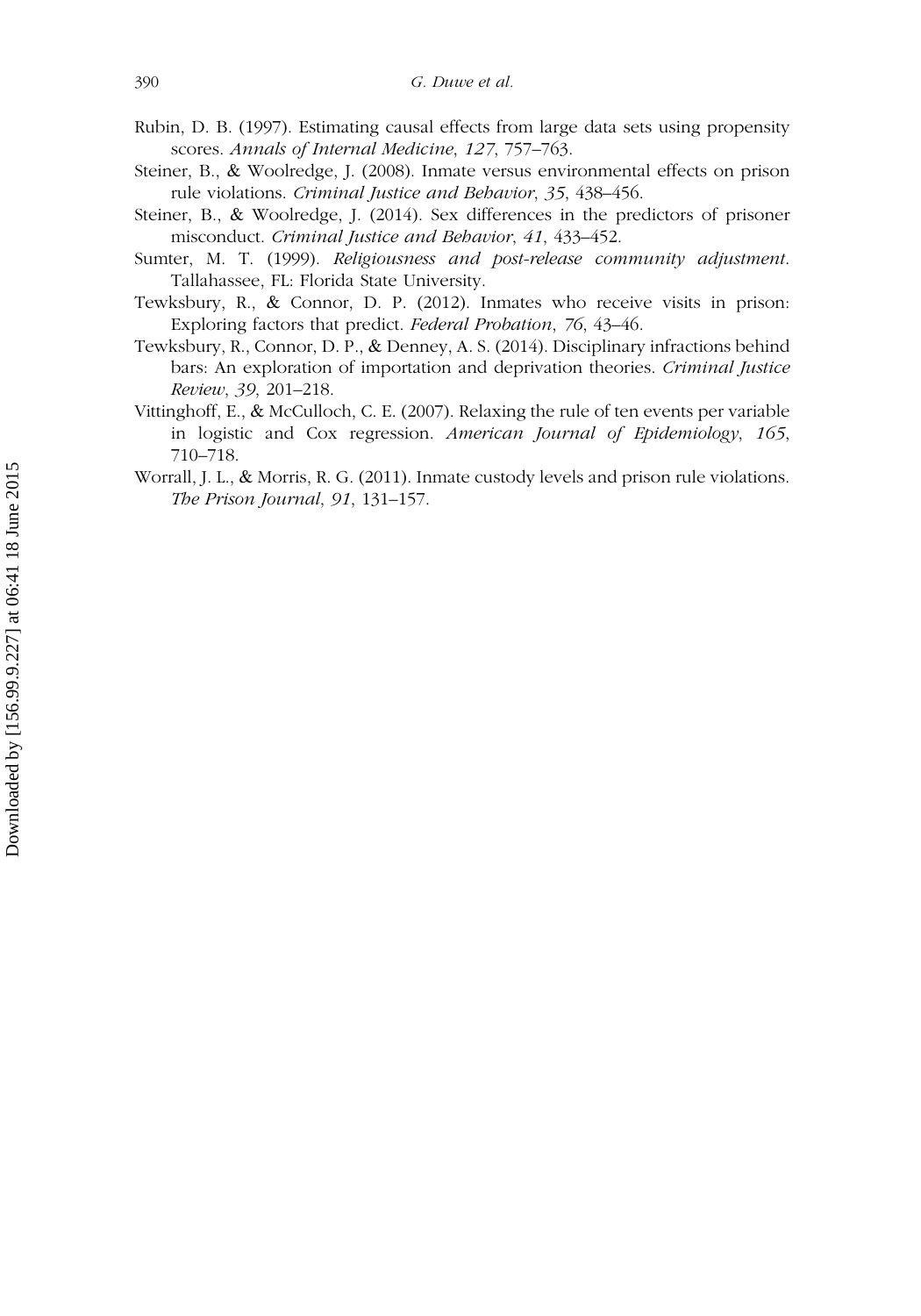Rubin, D. B. (1997). Estimating causal effects from large data sets using propensity scores. *Annals of Internal Medicine*, *127*, 757–763.

Steiner, B., & Woolredge, J. (2008). Inmate versus environmental effects on prison rule violations. *Criminal Justice and Behavior*, *35*, 438–456.

Steiner, B., & Woolredge, J. (2014). Sex differences in the predictors of prisoner misconduct. *Criminal Justice and Behavior*, *41*, 433–452.

Sumter, M. T. (1999). *Religiousness and post-release community adjustment*. Tallahassee, FL: Florida State University.

Tewksbury, R., & Connor, D. P. (2012). Inmates who receive visits in prison: Exploring factors that predict. *Federal Probation*, *76*, 43–46.

Tewksbury, R., Connor, D. P., & Denney, A. S. (2014). Disciplinary infractions behind bars: An exploration of importation and deprivation theories. *Criminal Justice Review*, *39*, 201–218.

Vittinghoff, E., & McCulloch, C. E. (2007). Relaxing the rule of ten events per variable in logistic and Cox regression. *American Journal of Epidemiology*, *165*, 710–718.

Worrall, J. L., & Morris, R. G. (2011). Inmate custody levels and prison rule violations. *The Prison Journal*, *91*, 131–157.